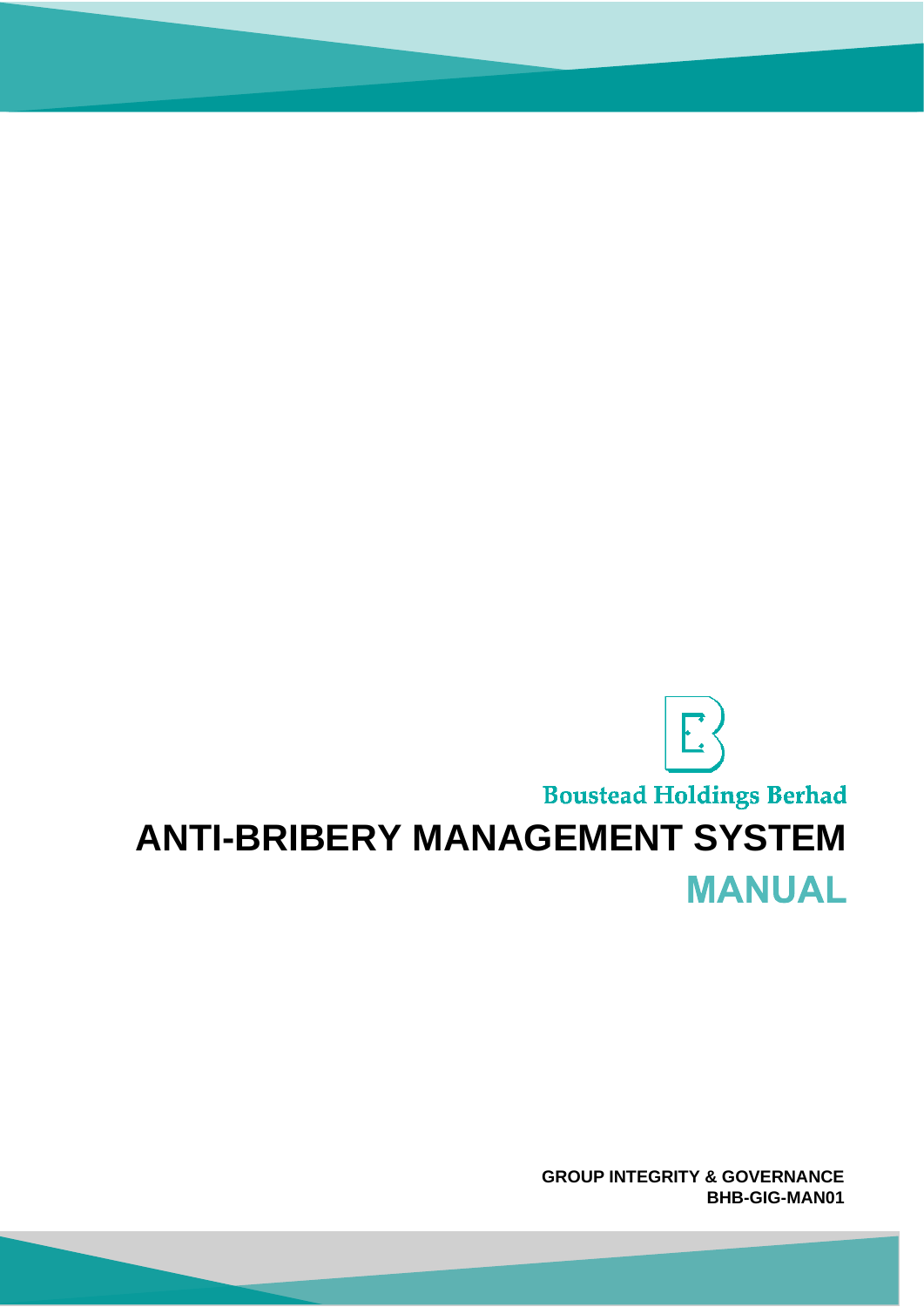Boustead Holdings Berhad

# ANTI-BRIBERY MANAGEMENT SYSTEM

# MANUAL

**GROUP INTEGRITY & GOVERNANCE**
**BHB-GIG-MAN01**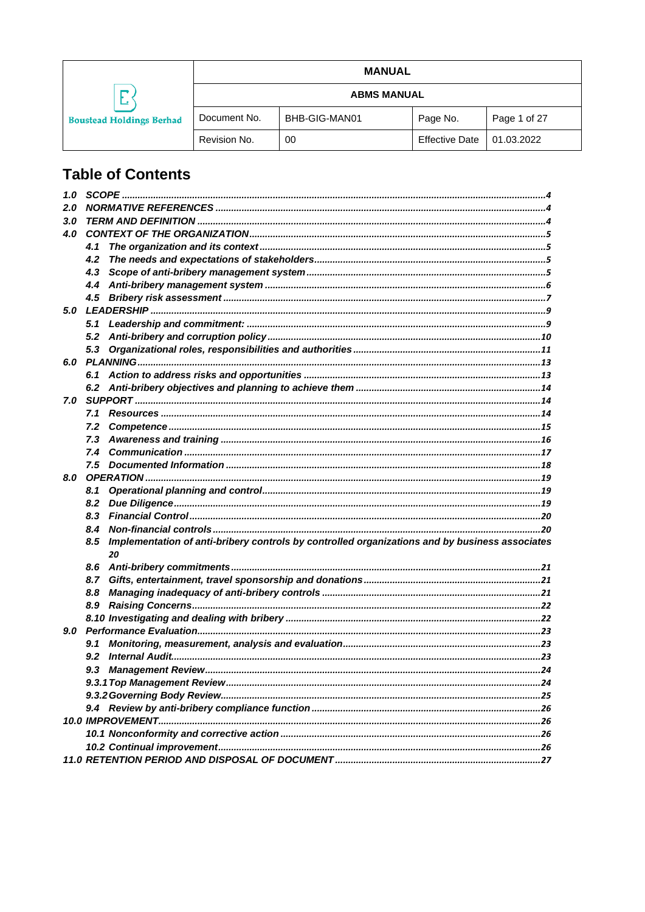# Table of Contents

*1.0 SCOPE ............ 4*
*2.0 NORMATIVE REFERENCES ............ 4*
*3.0 TERM AND DEFINITION ............ 4*
*4.0 CONTEXT OF THE ORGANIZATION ............ 5*
- *4.1 The organization and its context ............ 5*
- *4.2 The needs and expectations of stakeholders ............ 5*
- *4.3 Scope of anti-bribery management system ............ 5*
- *4.4 Anti-bribery management system ............ 6*
- *4.5 Bribery risk assessment ............ 7*

*5.0 LEADERSHIP ............ 9*
- *5.1 Leadership and commitment: ............ 9*
- *5.2 Anti-bribery and corruption policy ............ 10*
- *5.3 Organizational roles, responsibilities and authorities ............ 11*

*6.0 PLANNING ............ 13*
- *6.1 Action to address risks and opportunities ............ 13*
- *6.2 Anti-bribery objectives and planning to achieve them ............ 14*

*7.0 SUPPORT ............ 14*
- *7.1 Resources ............ 14*
- *7.2 Competence ............ 15*
- *7.3 Awareness and training ............ 16*
- *7.4 Communication ............ 17*
- *7.5 Documented Information ............ 18*

*8.0 OPERATION ............ 19*
- *8.1 Operational planning and control ............ 19*
- *8.2 Due Diligence ............ 19*
- *8.3 Financial Control ............ 20*
- *8.4 Non-financial controls ............ 20*
- *8.5 Implementation of anti-bribery controls by controlled organizations and by business associates 20*
- *8.6 Anti-bribery commitments ............ 21*
- *8.7 Gifts, entertainment, travel sponsorship and donations ............ 21*
- *8.8 Managing inadequacy of anti-bribery controls ............ 21*
- *8.9 Raising Concerns ............ 22*
- *8.10 Investigating and dealing with bribery ............ 22*

*9.0 Performance Evaluation ............ 23*
- *9.1 Monitoring, measurement, analysis and evaluation ............ 23*
- *9.2 Internal Audit ............ 23*
- *9.3 Management Review ............ 24*
- *9.3.1 Top Management Review ............ 24*
- *9.3.2 Governing Body Review ............ 25*
- *9.4 Review by anti-bribery compliance function ............ 26*

*10.0 IMPROVEMENT ............ 26*
- *10.1 Nonconformity and corrective action ............ 26*
- *10.2 Continual improvement ............ 26*

*11.0 RETENTION PERIOD AND DISPOSAL OF DOCUMENT ............ 27*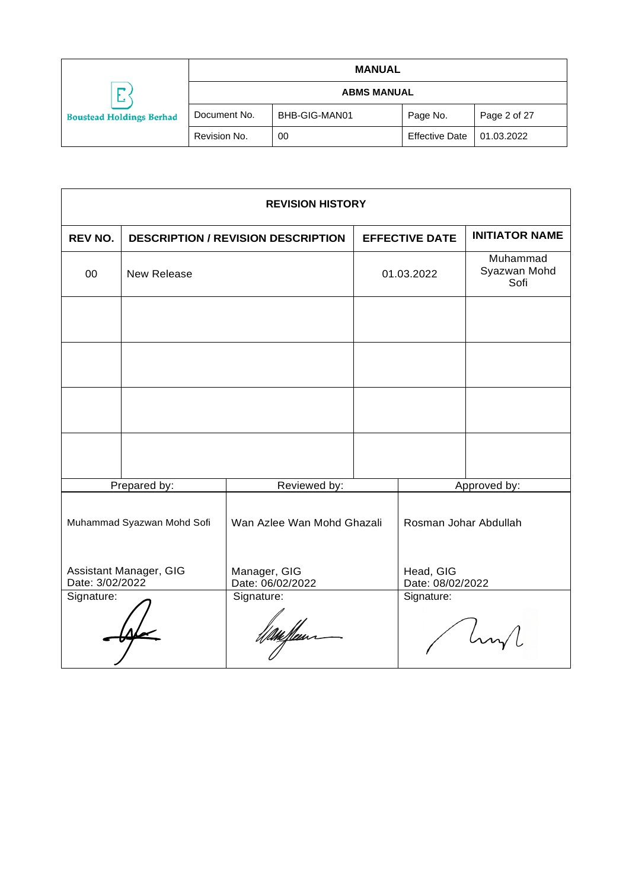| REVISION HISTORY | | | |
|---|---|---|---|
| **REV NO.** | **DESCRIPTION / REVISION DESCRIPTION** | **EFFECTIVE DATE** | **INITIATOR NAME** |
| 00 | New Release | 01.03.2022 | Muhammad Syazwan Mohd Sofi |
| | | | |
| | | | |
| | | | |
| | | | |

| Prepared by: | Reviewed by: | Approved by: |
|---|---|---|
| Muhammad Syazwan Mohd Sofi | Wan Azlee Wan Mohd Ghazali | Rosman Johar Abdullah |
| Assistant Manager, GIG<br>Date: 3/02/2022 | Manager, GIG<br>Date: 06/02/2022 | Head, GIG<br>Date: 08/02/2022 |
| Signature: | Signature: | Signature: |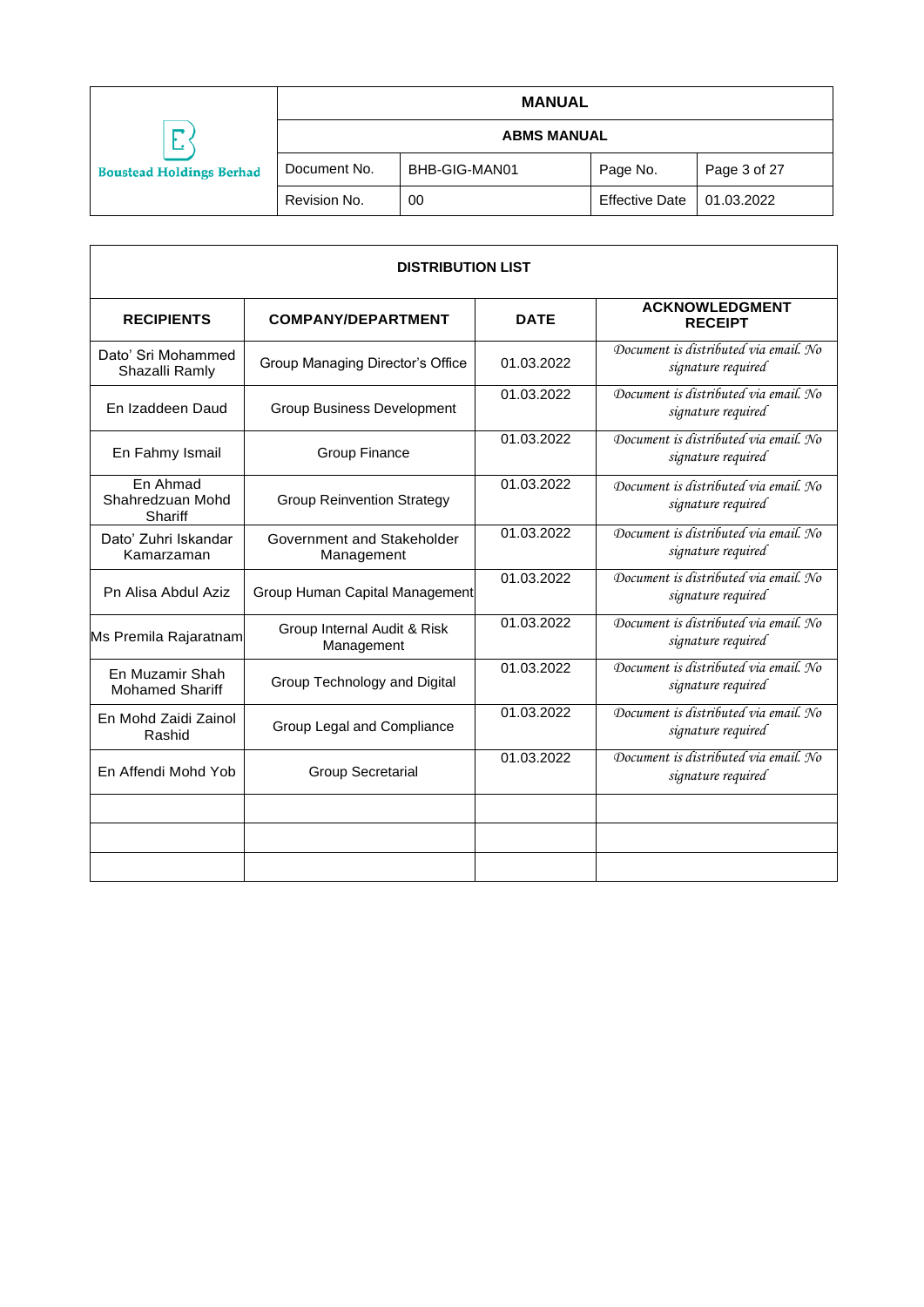| MANUAL | | | |
|---|---|---|---|
| ABMS MANUAL | | | |
| Document No. | BHB-GIG-MAN01 | Page No. | Page 3 of 27 |
| Revision No. | 00 | Effective Date | 01.03.2022 |

**DISTRIBUTION LIST**

| RECIPIENTS | COMPANY/DEPARTMENT | DATE | ACKNOWLEDGMENT RECEIPT |
|---|---|---|---|
| Dato' Sri Mohammed Shazalli Ramly | Group Managing Director's Office | 01.03.2022 | *Document is distributed via email. No signature required* |
| En Izaddeen Daud | Group Business Development | 01.03.2022 | *Document is distributed via email. No signature required* |
| En Fahmy Ismail | Group Finance | 01.03.2022 | *Document is distributed via email. No signature required* |
| En Ahmad Shahredzuan Mohd Shariff | Group Reinvention Strategy | 01.03.2022 | *Document is distributed via email. No signature required* |
| Dato' Zuhri Iskandar Kamarzaman | Government and Stakeholder Management | 01.03.2022 | *Document is distributed via email. No signature required* |
| Pn Alisa Abdul Aziz | Group Human Capital Management | 01.03.2022 | *Document is distributed via email. No signature required* |
| Ms Premila Rajaratnam | Group Internal Audit & Risk Management | 01.03.2022 | *Document is distributed via email. No signature required* |
| En Muzamir Shah Mohamed Shariff | Group Technology and Digital | 01.03.2022 | *Document is distributed via email. No signature required* |
| En Mohd Zaidi Zainol Rashid | Group Legal and Compliance | 01.03.2022 | *Document is distributed via email. No signature required* |
| En Affendi Mohd Yob | Group Secretarial | 01.03.2022 | *Document is distributed via email. No signature required* |
| | | | |
| | | | |
| | | | |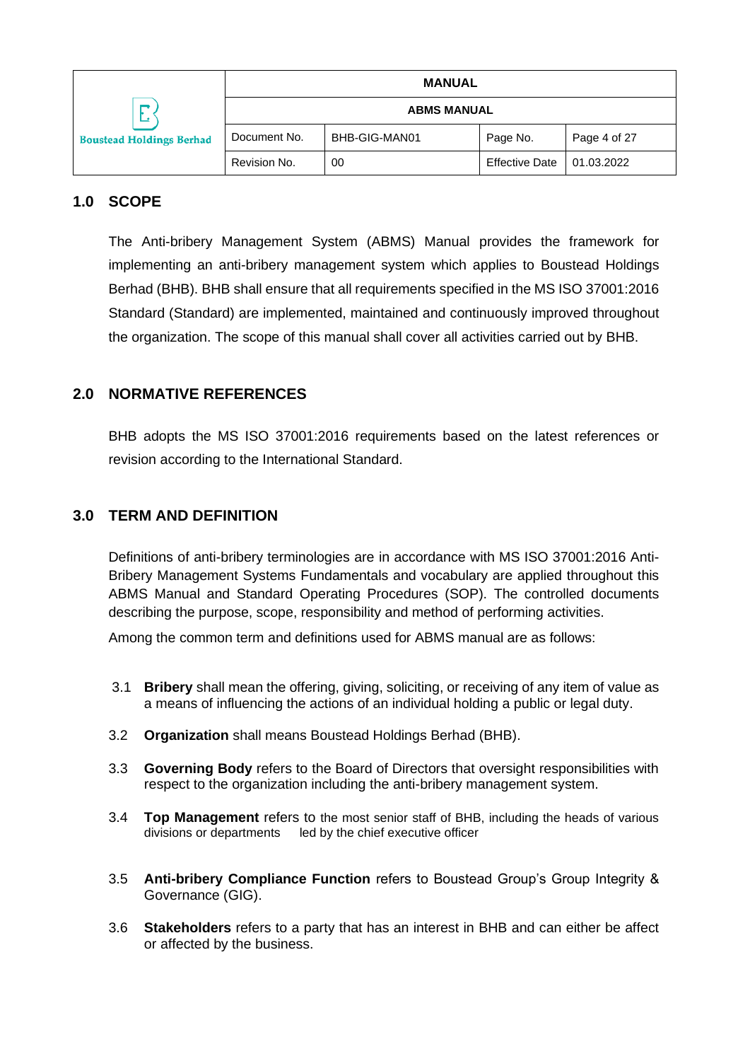## 1.0 SCOPE

The Anti-bribery Management System (ABMS) Manual provides the framework for implementing an anti-bribery management system which applies to Boustead Holdings Berhad (BHB). BHB shall ensure that all requirements specified in the MS ISO 37001:2016 Standard (Standard) are implemented, maintained and continuously improved throughout the organization. The scope of this manual shall cover all activities carried out by BHB.

## 2.0 NORMATIVE REFERENCES

BHB adopts the MS ISO 37001:2016 requirements based on the latest references or revision according to the International Standard.

## 3.0 TERM AND DEFINITION

Definitions of anti-bribery terminologies are in accordance with MS ISO 37001:2016 Anti-Bribery Management Systems Fundamentals and vocabulary are applied throughout this ABMS Manual and Standard Operating Procedures (SOP). The controlled documents describing the purpose, scope, responsibility and method of performing activities.

Among the common term and definitions used for ABMS manual are as follows:

3.1 **Bribery** shall mean the offering, giving, soliciting, or receiving of any item of value as a means of influencing the actions of an individual holding a public or legal duty.

3.2 **Organization** shall means Boustead Holdings Berhad (BHB).

3.3 **Governing Body** refers to the Board of Directors that oversight responsibilities with respect to the organization including the anti-bribery management system.

3.4 **Top Management** refers to the most senior staff of BHB, including the heads of various divisions or departments led by the chief executive officer

3.5 **Anti-bribery Compliance Function** refers to Boustead Group's Group Integrity & Governance (GIG).

3.6 **Stakeholders** refers to a party that has an interest in BHB and can either be affect or affected by the business.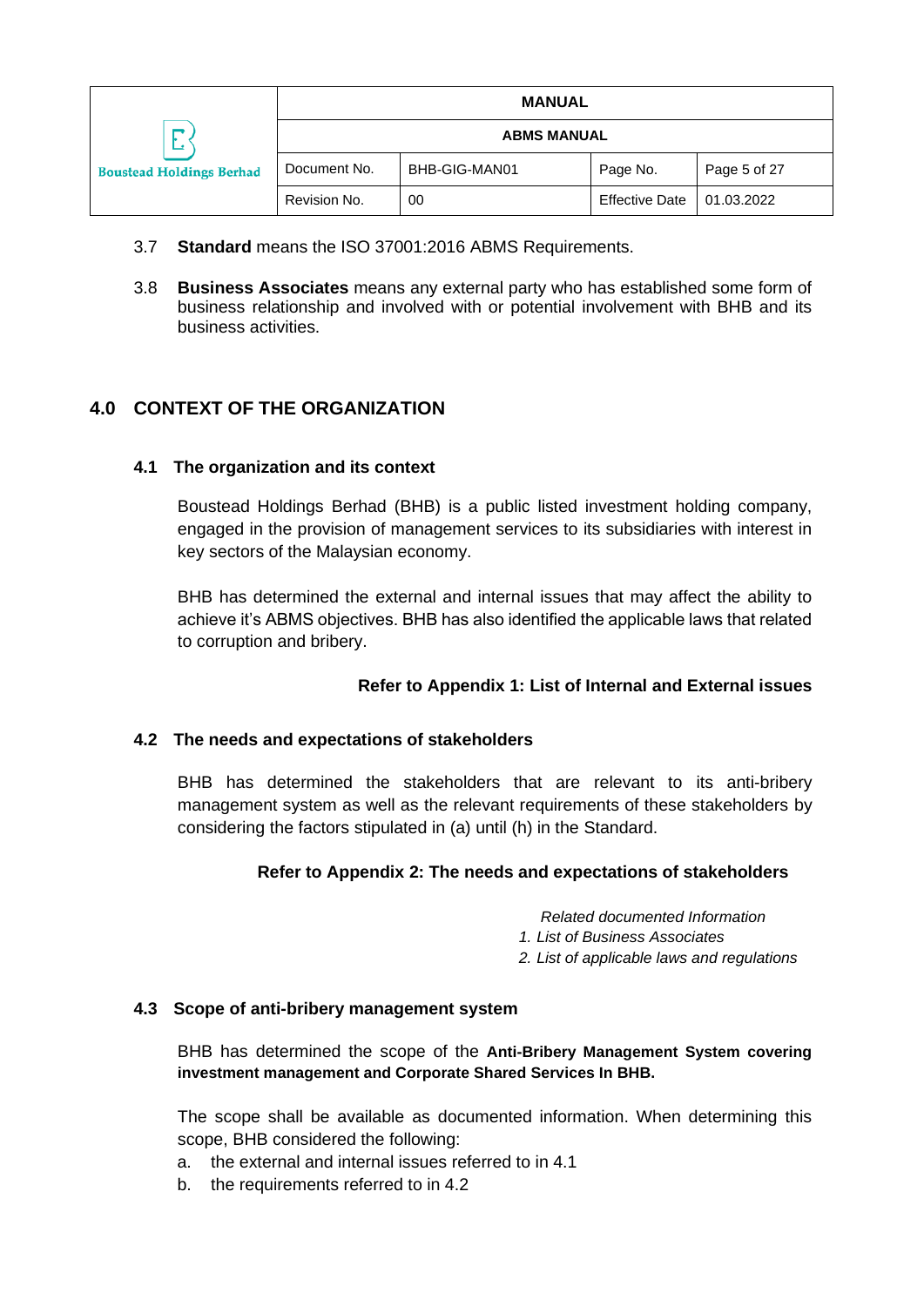3.7 **Standard** means the ISO 37001:2016 ABMS Requirements.

3.8 **Business Associates** means any external party who has established some form of business relationship and involved with or potential involvement with BHB and its business activities.

## 4.0 CONTEXT OF THE ORGANIZATION

### 4.1 The organization and its context

Boustead Holdings Berhad (BHB) is a public listed investment holding company, engaged in the provision of management services to its subsidiaries with interest in key sectors of the Malaysian economy.

BHB has determined the external and internal issues that may affect the ability to achieve it's ABMS objectives. BHB has also identified the applicable laws that related to corruption and bribery.

**Refer to Appendix 1: List of Internal and External issues**

### 4.2 The needs and expectations of stakeholders

BHB has determined the stakeholders that are relevant to its anti-bribery management system as well as the relevant requirements of these stakeholders by considering the factors stipulated in (a) until (h) in the Standard.

**Refer to Appendix 2: The needs and expectations of stakeholders**

*Related documented Information*
1. *List of Business Associates*
2. *List of applicable laws and regulations*

### 4.3 Scope of anti-bribery management system

BHB has determined the scope of the **Anti-Bribery Management System covering investment management and Corporate Shared Services In BHB.**

The scope shall be available as documented information. When determining this scope, BHB considered the following:

a. the external and internal issues referred to in 4.1
b. the requirements referred to in 4.2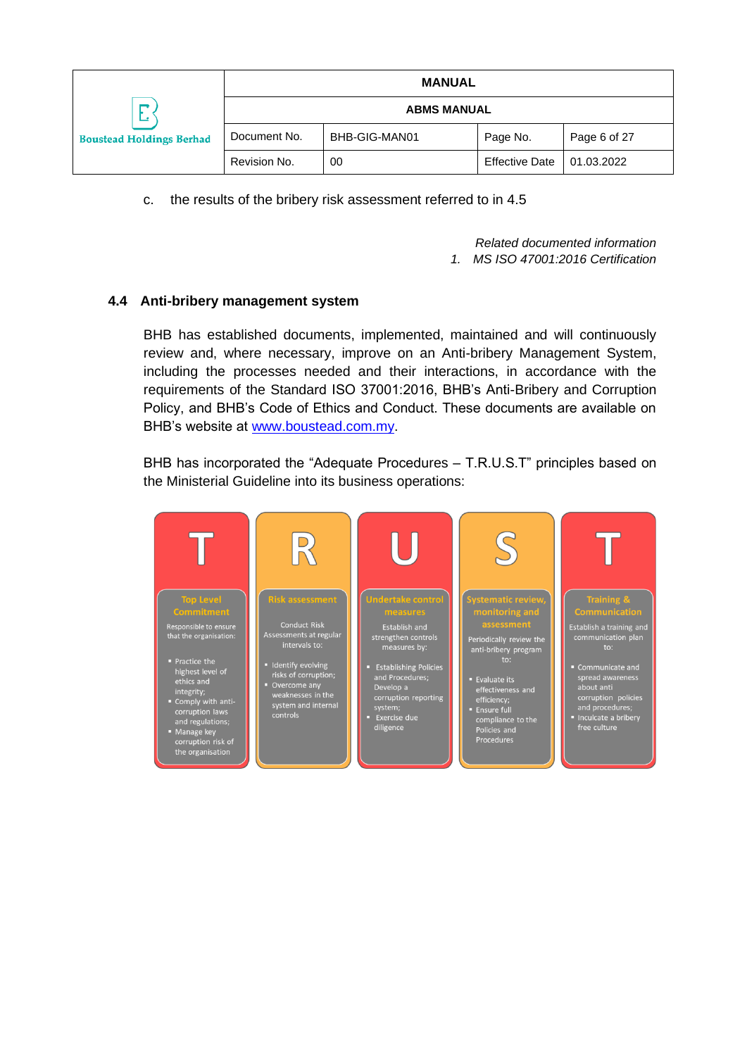c. the results of the bribery risk assessment referred to in 4.5

*Related documented information*
1. *MS ISO 47001:2016 Certification*

## 4.4 Anti-bribery management system

BHB has established documents, implemented, maintained and will continuously review and, where necessary, improve on an Anti-bribery Management System, including the processes needed and their interactions, in accordance with the requirements of the Standard ISO 37001:2016, BHB's Anti-Bribery and Corruption Policy, and BHB's Code of Ethics and Conduct. These documents are available on BHB's website at www.boustead.com.my.

BHB has incorporated the "Adequate Procedures – T.R.U.S.T" principles based on the Ministerial Guideline into its business operations:

**T – Top Level Commitment**

Responsible to ensure that the organisation:

- Practice the highest level of ethics and integrity;
- Comply with anti-corruption laws and regulations;
- Manage key corruption risk of the organisation

**R – Risk assessment**

Conduct Risk Assessments at regular intervals to:

- Identify evolving risks of corruption;
- Overcome any weaknesses in the system and internal controls

**U – Undertake control measures**

Establish and strengthen controls measures by:

- Establishing Policies and Procedures; Develop a corruption reporting system;
- Exercise due diligence

**S – Systematic review, monitoring and assessment**

Periodically review the anti-bribery program to:

- Evaluate its effectiveness and efficiency;
- Ensure full compliance to the Policies and Procedures

**T – Training & Communication**

Establish a training and communication plan to:

- Communicate and spread awareness about anti corruption policies and procedures;
- Inculcate a bribery free culture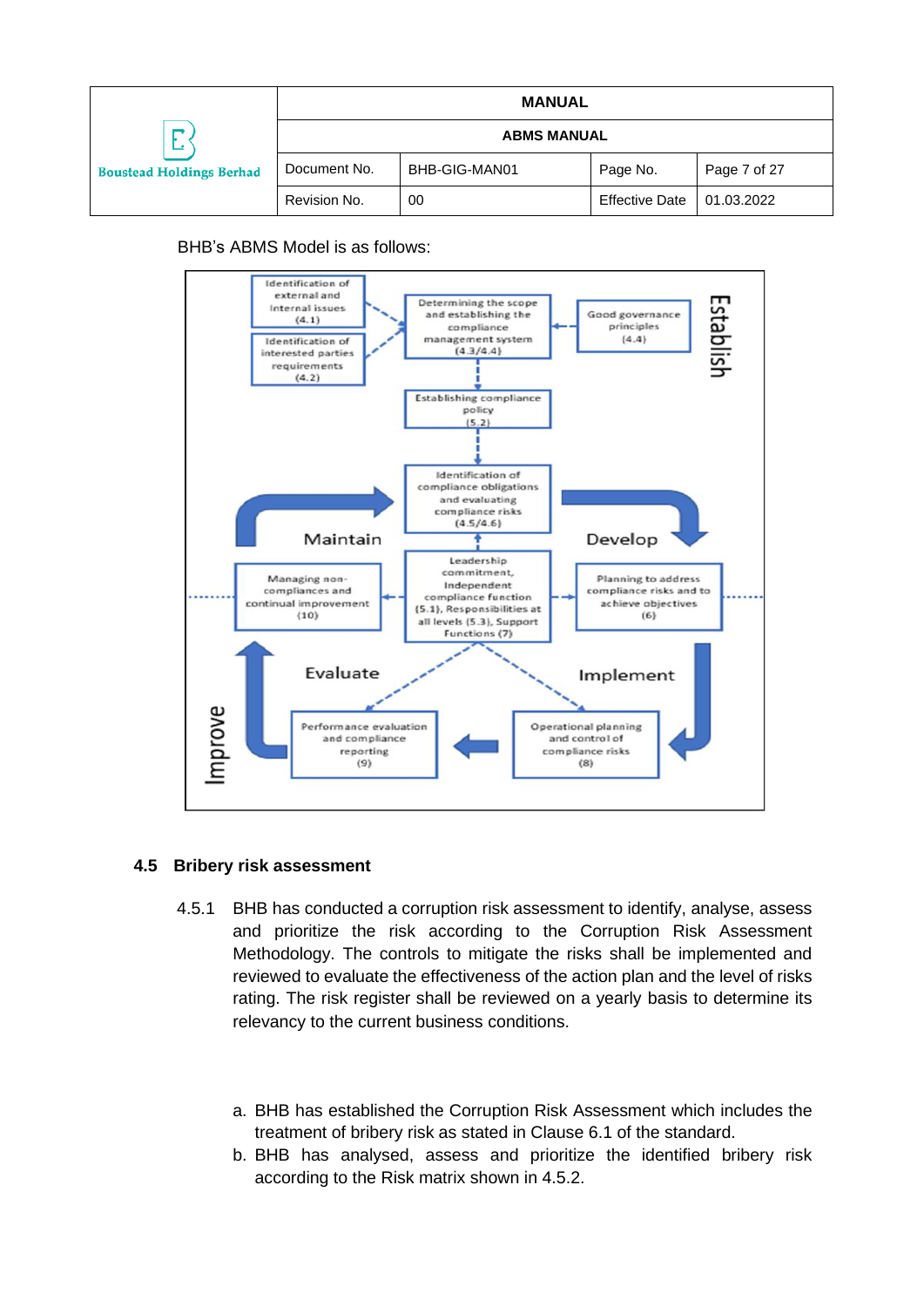BHB's ABMS Model is as follows:

**Establish**

- Identification of external and internal issues (4.1)
- Identification of interested parties requirements (4.2)
- Determining the scope and establishing the compliance management system (4.3/4.4)
- Good governance principles (4.4)
- Establishing compliance policy (5.2)
- Identification of compliance obligations and evaluating compliance risks (4.5/4.6)

**Maintain** / **Develop**

- Managing non-compliances and continual improvement (10)
- Leadership commitment, Independent compliance function (5.1), Responsibilities at all levels (5.3), Support Functions (7)
- Planning to address compliance risks and to achieve objectives (6)

**Evaluate** / **Implement**

- Performance evaluation and compliance reporting (9)
- Operational planning and control of compliance risks (8)

**Improve**

### 4.5 Bribery risk assessment

4.5.1 BHB has conducted a corruption risk assessment to identify, analyse, assess and prioritize the risk according to the Corruption Risk Assessment Methodology. The controls to mitigate the risks shall be implemented and reviewed to evaluate the effectiveness of the action plan and the level of risks rating. The risk register shall be reviewed on a yearly basis to determine its relevancy to the current business conditions.

a. BHB has established the Corruption Risk Assessment which includes the treatment of bribery risk as stated in Clause 6.1 of the standard.

b. BHB has analysed, assess and prioritize the identified bribery risk according to the Risk matrix shown in 4.5.2.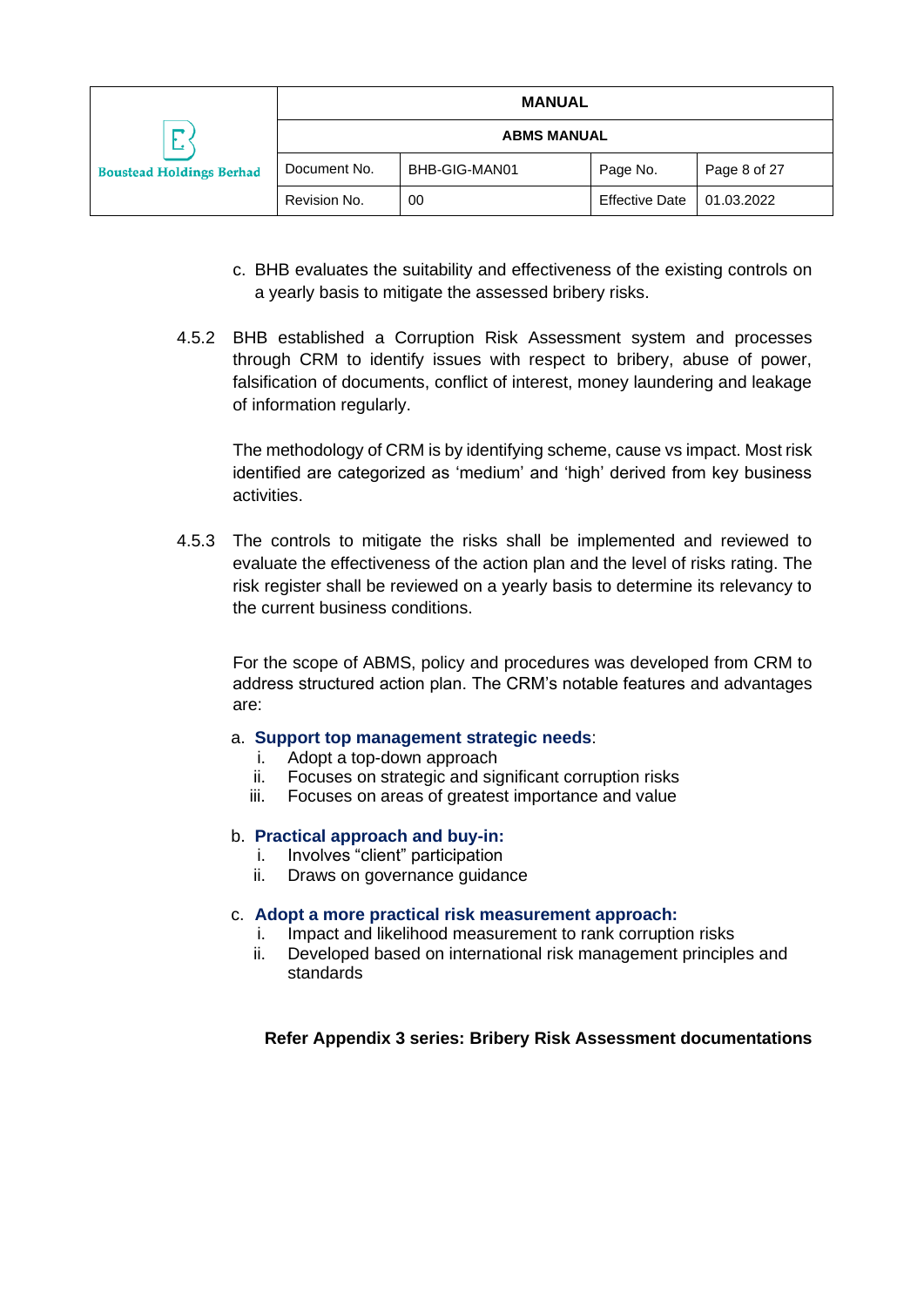c. BHB evaluates the suitability and effectiveness of the existing controls on a yearly basis to mitigate the assessed bribery risks.

4.5.2 BHB established a Corruption Risk Assessment system and processes through CRM to identify issues with respect to bribery, abuse of power, falsification of documents, conflict of interest, money laundering and leakage of information regularly.

The methodology of CRM is by identifying scheme, cause vs impact. Most risk identified are categorized as 'medium' and 'high' derived from key business activities.

4.5.3 The controls to mitigate the risks shall be implemented and reviewed to evaluate the effectiveness of the action plan and the level of risks rating. The risk register shall be reviewed on a yearly basis to determine its relevancy to the current business conditions.

For the scope of ABMS, policy and procedures was developed from CRM to address structured action plan. The CRM's notable features and advantages are:

a. **Support top management strategic needs**:
   i. Adopt a top-down approach
   ii. Focuses on strategic and significant corruption risks
   iii. Focuses on areas of greatest importance and value

b. **Practical approach and buy-in:**
   i. Involves "client" participation
   ii. Draws on governance guidance

c. **Adopt a more practical risk measurement approach:**
   i. Impact and likelihood measurement to rank corruption risks
   ii. Developed based on international risk management principles and standards

**Refer Appendix 3 series: Bribery Risk Assessment documentations**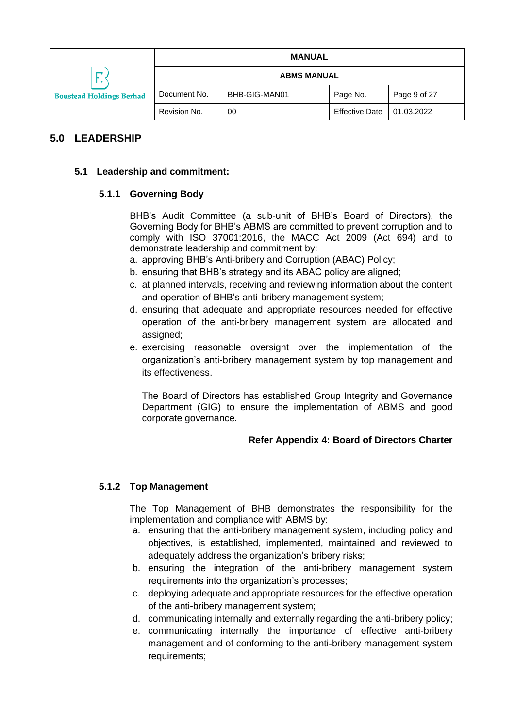## 5.0 LEADERSHIP

### 5.1 Leadership and commitment:

#### 5.1.1 Governing Body

BHB's Audit Committee (a sub-unit of BHB's Board of Directors), the Governing Body for BHB's ABMS are committed to prevent corruption and to comply with ISO 37001:2016, the MACC Act 2009 (Act 694) and to demonstrate leadership and commitment by:

a. approving BHB's Anti-bribery and Corruption (ABAC) Policy;
b. ensuring that BHB's strategy and its ABAC policy are aligned;
c. at planned intervals, receiving and reviewing information about the content and operation of BHB's anti-bribery management system;
d. ensuring that adequate and appropriate resources needed for effective operation of the anti-bribery management system are allocated and assigned;
e. exercising reasonable oversight over the implementation of the organization's anti-bribery management system by top management and its effectiveness.

The Board of Directors has established Group Integrity and Governance Department (GIG) to ensure the implementation of ABMS and good corporate governance.

**Refer Appendix 4: Board of Directors Charter**

#### 5.1.2 Top Management

The Top Management of BHB demonstrates the responsibility for the implementation and compliance with ABMS by:

a. ensuring that the anti-bribery management system, including policy and objectives, is established, implemented, maintained and reviewed to adequately address the organization's bribery risks;
b. ensuring the integration of the anti-bribery management system requirements into the organization's processes;
c. deploying adequate and appropriate resources for the effective operation of the anti-bribery management system;
d. communicating internally and externally regarding the anti-bribery policy;
e. communicating internally the importance of effective anti-bribery management and of conforming to the anti-bribery management system requirements;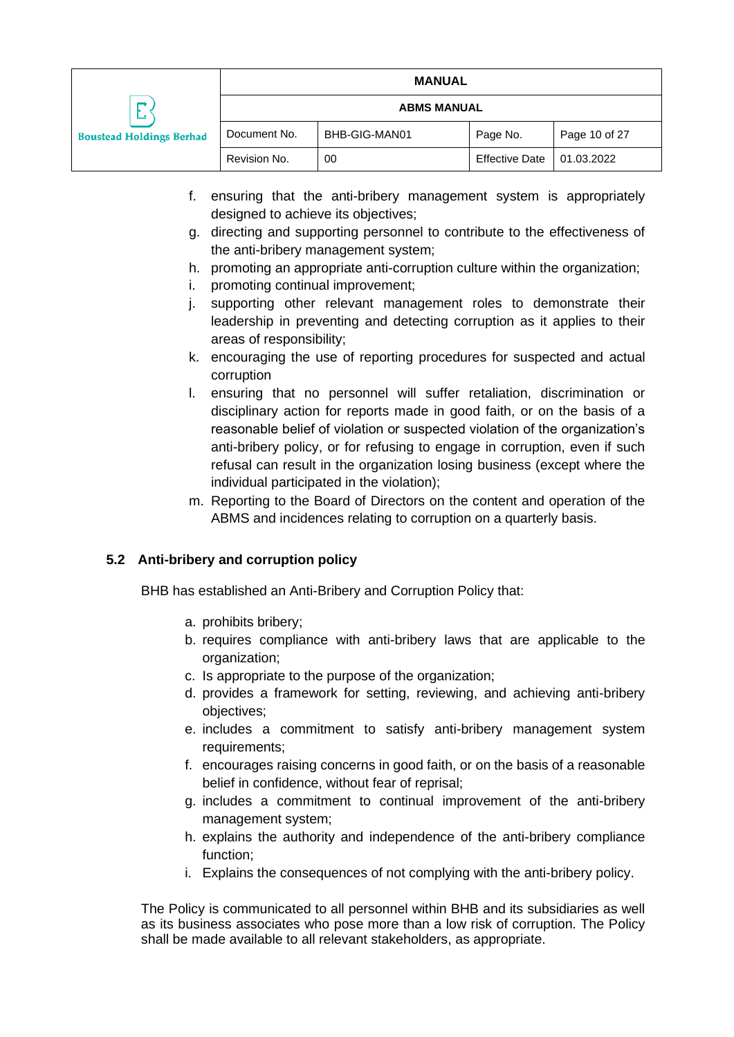f. ensuring that the anti-bribery management system is appropriately designed to achieve its objectives;
g. directing and supporting personnel to contribute to the effectiveness of the anti-bribery management system;
h. promoting an appropriate anti-corruption culture within the organization;
i. promoting continual improvement;
j. supporting other relevant management roles to demonstrate their leadership in preventing and detecting corruption as it applies to their areas of responsibility;
k. encouraging the use of reporting procedures for suspected and actual corruption
l. ensuring that no personnel will suffer retaliation, discrimination or disciplinary action for reports made in good faith, or on the basis of a reasonable belief of violation or suspected violation of the organization's anti-bribery policy, or for refusing to engage in corruption, even if such refusal can result in the organization losing business (except where the individual participated in the violation);
m. Reporting to the Board of Directors on the content and operation of the ABMS and incidences relating to corruption on a quarterly basis.

### 5.2 Anti-bribery and corruption policy

BHB has established an Anti-Bribery and Corruption Policy that:

a. prohibits bribery;
b. requires compliance with anti-bribery laws that are applicable to the organization;
c. Is appropriate to the purpose of the organization;
d. provides a framework for setting, reviewing, and achieving anti-bribery objectives;
e. includes a commitment to satisfy anti-bribery management system requirements;
f. encourages raising concerns in good faith, or on the basis of a reasonable belief in confidence, without fear of reprisal;
g. includes a commitment to continual improvement of the anti-bribery management system;
h. explains the authority and independence of the anti-bribery compliance function;
i. Explains the consequences of not complying with the anti-bribery policy.

The Policy is communicated to all personnel within BHB and its subsidiaries as well as its business associates who pose more than a low risk of corruption. The Policy shall be made available to all relevant stakeholders, as appropriate.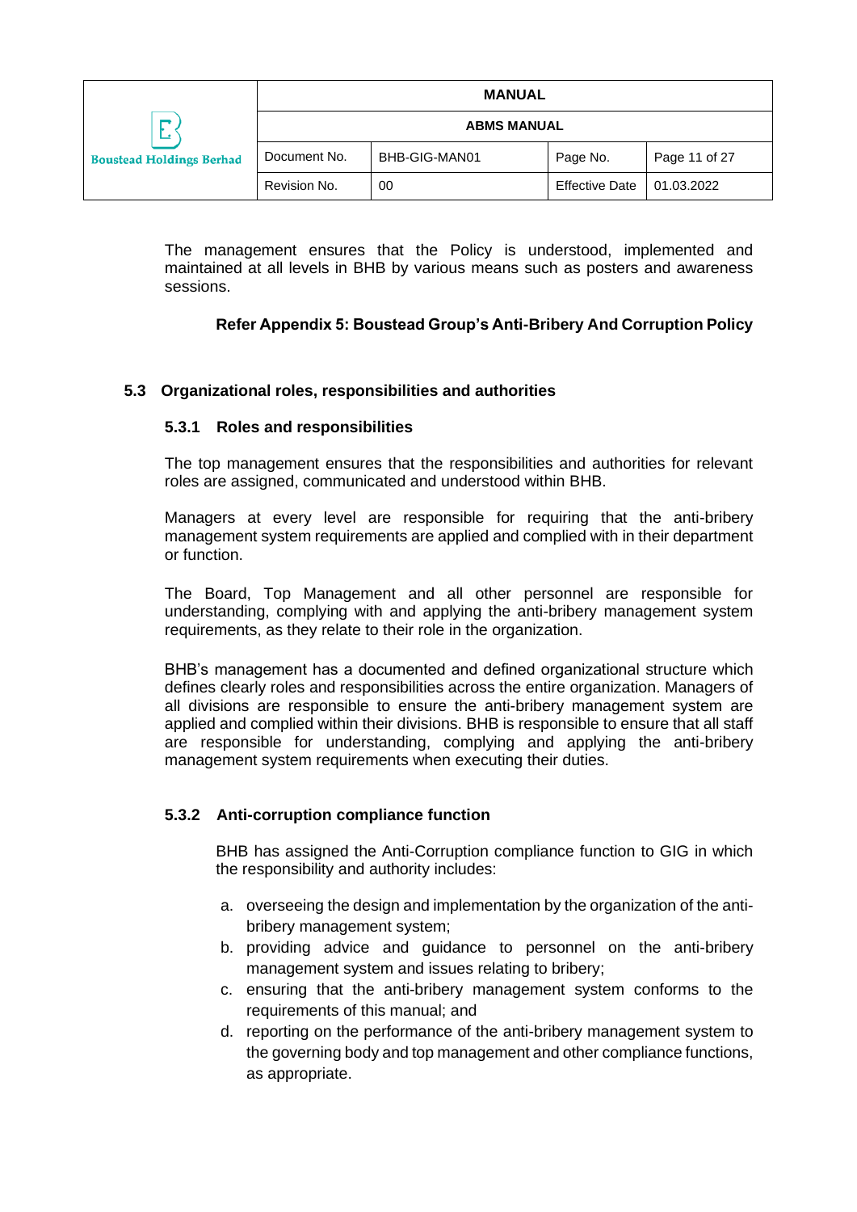The management ensures that the Policy is understood, implemented and maintained at all levels in BHB by various means such as posters and awareness sessions.

**Refer Appendix 5: Boustead Group's Anti-Bribery And Corruption Policy**

## 5.3 Organizational roles, responsibilities and authorities

### 5.3.1 Roles and responsibilities

The top management ensures that the responsibilities and authorities for relevant roles are assigned, communicated and understood within BHB.

Managers at every level are responsible for requiring that the anti-bribery management system requirements are applied and complied with in their department or function.

The Board, Top Management and all other personnel are responsible for understanding, complying with and applying the anti-bribery management system requirements, as they relate to their role in the organization.

BHB's management has a documented and defined organizational structure which defines clearly roles and responsibilities across the entire organization. Managers of all divisions are responsible to ensure the anti-bribery management system are applied and complied within their divisions. BHB is responsible to ensure that all staff are responsible for understanding, complying and applying the anti-bribery management system requirements when executing their duties.

### 5.3.2 Anti-corruption compliance function

BHB has assigned the Anti-Corruption compliance function to GIG in which the responsibility and authority includes:

a. overseeing the design and implementation by the organization of the anti-bribery management system;
b. providing advice and guidance to personnel on the anti-bribery management system and issues relating to bribery;
c. ensuring that the anti-bribery management system conforms to the requirements of this manual; and
d. reporting on the performance of the anti-bribery management system to the governing body and top management and other compliance functions, as appropriate.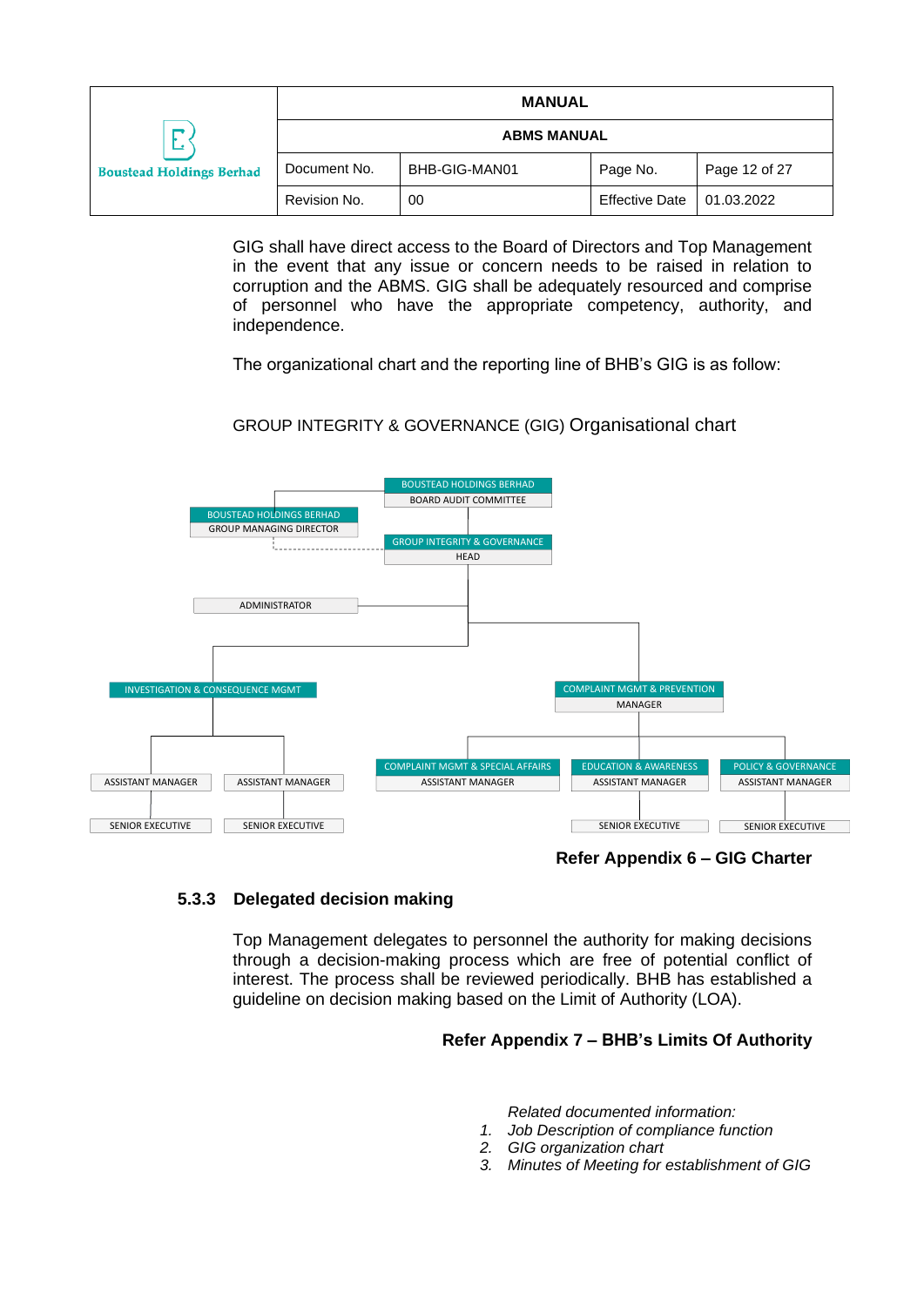GIG shall have direct access to the Board of Directors and Top Management in the event that any issue or concern needs to be raised in relation to corruption and the ABMS. GIG shall be adequately resourced and comprise of personnel who have the appropriate competency, authority, and independence.

The organizational chart and the reporting line of BHB's GIG is as follow:

GROUP INTEGRITY & GOVERNANCE (GIG) Organisational chart

BOUSTEAD HOLDINGS BERHAD
BOARD AUDIT COMMITTEE

BOUSTEAD HOLDINGS BERHAD
GROUP MANAGING DIRECTOR

GROUP INTEGRITY & GOVERNANCE
HEAD

ADMINISTRATOR

INVESTIGATION & CONSEQUENCE MGMT

ASSISTANT MANAGER

ASSISTANT MANAGER

SENIOR EXECUTIVE

SENIOR EXECUTIVE

COMPLAINT MGMT & PREVENTION
MANAGER

COMPLAINT MGMT & SPECIAL AFFAIRS
ASSISTANT MANAGER

EDUCATION & AWARENESS
ASSISTANT MANAGER

POLICY & GOVERNANCE
ASSISTANT MANAGER

SENIOR EXECUTIVE

SENIOR EXECUTIVE

**Refer Appendix 6 – GIG Charter**

### 5.3.3 Delegated decision making

Top Management delegates to personnel the authority for making decisions through a decision-making process which are free of potential conflict of interest. The process shall be reviewed periodically. BHB has established a guideline on decision making based on the Limit of Authority (LOA).

**Refer Appendix 7 – BHB's Limits Of Authority**

*Related documented information:*

1. *Job Description of compliance function*
2. *GIG organization chart*
3. *Minutes of Meeting for establishment of GIG*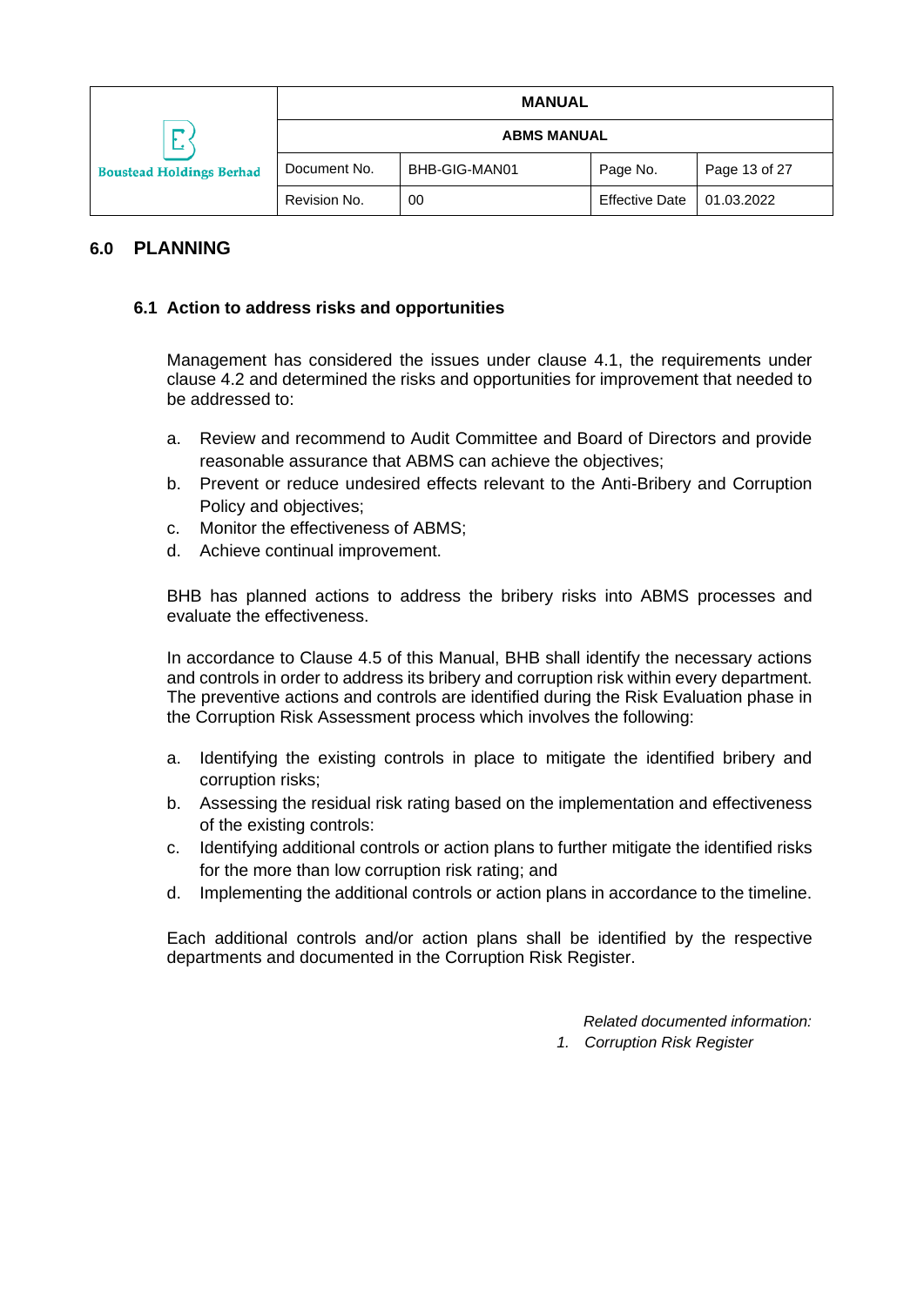## 6.0 PLANNING

### 6.1 Action to address risks and opportunities

Management has considered the issues under clause 4.1, the requirements under clause 4.2 and determined the risks and opportunities for improvement that needed to be addressed to:

a. Review and recommend to Audit Committee and Board of Directors and provide reasonable assurance that ABMS can achieve the objectives;
b. Prevent or reduce undesired effects relevant to the Anti-Bribery and Corruption Policy and objectives;
c. Monitor the effectiveness of ABMS;
d. Achieve continual improvement.

BHB has planned actions to address the bribery risks into ABMS processes and evaluate the effectiveness.

In accordance to Clause 4.5 of this Manual, BHB shall identify the necessary actions and controls in order to address its bribery and corruption risk within every department. The preventive actions and controls are identified during the Risk Evaluation phase in the Corruption Risk Assessment process which involves the following:

a. Identifying the existing controls in place to mitigate the identified bribery and corruption risks;
b. Assessing the residual risk rating based on the implementation and effectiveness of the existing controls:
c. Identifying additional controls or action plans to further mitigate the identified risks for the more than low corruption risk rating; and
d. Implementing the additional controls or action plans in accordance to the timeline.

Each additional controls and/or action plans shall be identified by the respective departments and documented in the Corruption Risk Register.

*Related documented information:*

1. *Corruption Risk Register*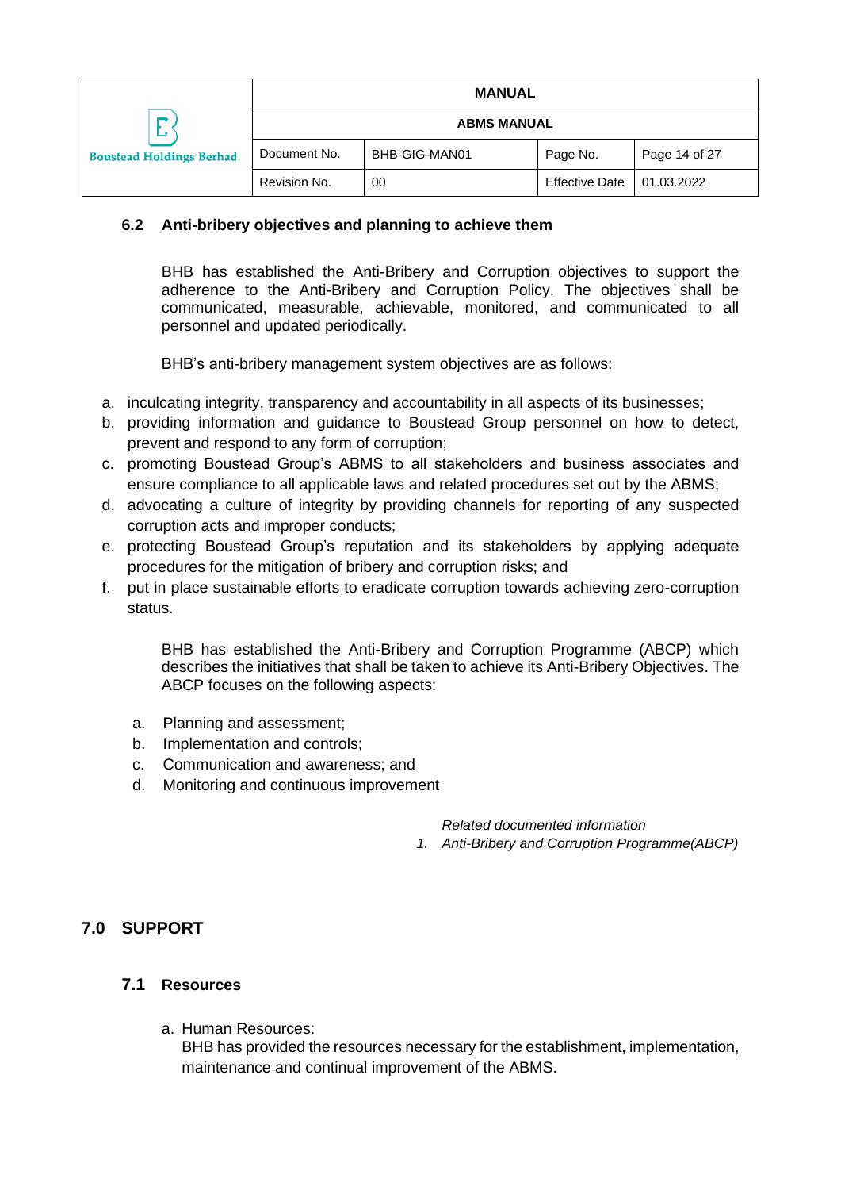### 6.2 Anti-bribery objectives and planning to achieve them

BHB has established the Anti-Bribery and Corruption objectives to support the adherence to the Anti-Bribery and Corruption Policy. The objectives shall be communicated, measurable, achievable, monitored, and communicated to all personnel and updated periodically.

BHB's anti-bribery management system objectives are as follows:

a. inculcating integrity, transparency and accountability in all aspects of its businesses;
b. providing information and guidance to Boustead Group personnel on how to detect, prevent and respond to any form of corruption;
c. promoting Boustead Group's ABMS to all stakeholders and business associates and ensure compliance to all applicable laws and related procedures set out by the ABMS;
d. advocating a culture of integrity by providing channels for reporting of any suspected corruption acts and improper conducts;
e. protecting Boustead Group's reputation and its stakeholders by applying adequate procedures for the mitigation of bribery and corruption risks; and
f. put in place sustainable efforts to eradicate corruption towards achieving zero-corruption status.

BHB has established the Anti-Bribery and Corruption Programme (ABCP) which describes the initiatives that shall be taken to achieve its Anti-Bribery Objectives. The ABCP focuses on the following aspects:

a. Planning and assessment;
b. Implementation and controls;
c. Communication and awareness; and
d. Monitoring and continuous improvement

*Related documented information*

1. *Anti-Bribery and Corruption Programme(ABCP)*

## 7.0 SUPPORT

### 7.1 Resources

a. Human Resources:
BHB has provided the resources necessary for the establishment, implementation, maintenance and continual improvement of the ABMS.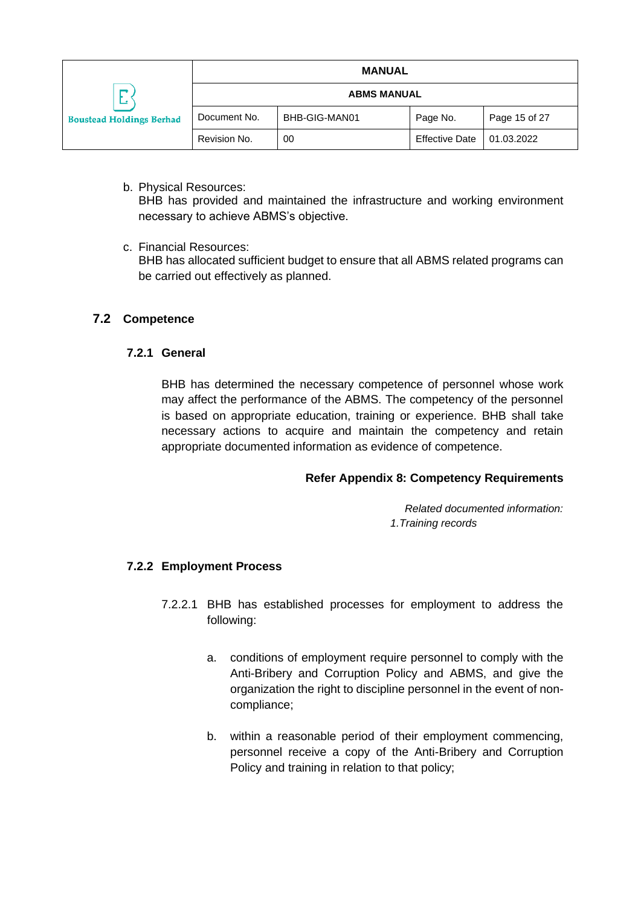b. Physical Resources:
BHB has provided and maintained the infrastructure and working environment necessary to achieve ABMS's objective.

c. Financial Resources:
BHB has allocated sufficient budget to ensure that all ABMS related programs can be carried out effectively as planned.

## 7.2 Competence

### 7.2.1 General

BHB has determined the necessary competence of personnel whose work may affect the performance of the ABMS. The competency of the personnel is based on appropriate education, training or experience. BHB shall take necessary actions to acquire and maintain the competency and retain appropriate documented information as evidence of competence.

**Refer Appendix 8: Competency Requirements**

*Related documented information:*
*1.Training records*

### 7.2.2 Employment Process

7.2.2.1 BHB has established processes for employment to address the following:

a. conditions of employment require personnel to comply with the Anti-Bribery and Corruption Policy and ABMS, and give the organization the right to discipline personnel in the event of non-compliance;

b. within a reasonable period of their employment commencing, personnel receive a copy of the Anti-Bribery and Corruption Policy and training in relation to that policy;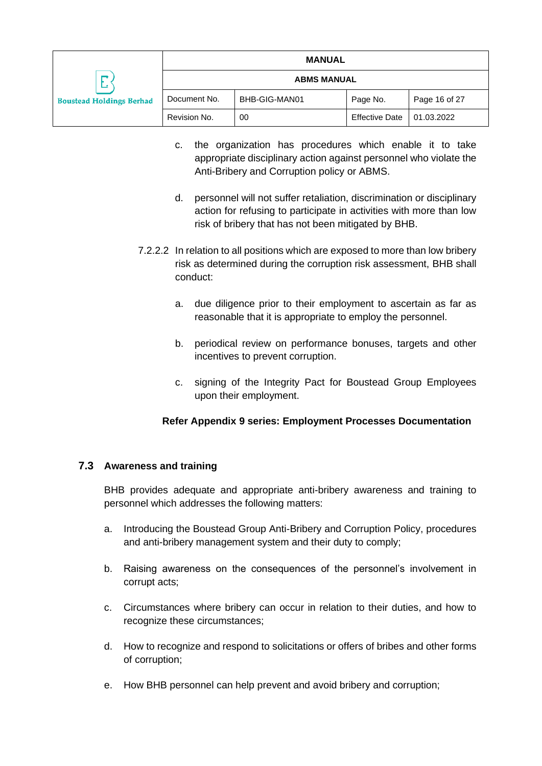c. the organization has procedures which enable it to take appropriate disciplinary action against personnel who violate the Anti-Bribery and Corruption policy or ABMS.

d. personnel will not suffer retaliation, discrimination or disciplinary action for refusing to participate in activities with more than low risk of bribery that has not been mitigated by BHB.

7.2.2.2 In relation to all positions which are exposed to more than low bribery risk as determined during the corruption risk assessment, BHB shall conduct:

a. due diligence prior to their employment to ascertain as far as reasonable that it is appropriate to employ the personnel.

b. periodical review on performance bonuses, targets and other incentives to prevent corruption.

c. signing of the Integrity Pact for Boustead Group Employees upon their employment.

**Refer Appendix 9 series: Employment Processes Documentation**

## 7.3 Awareness and training

BHB provides adequate and appropriate anti-bribery awareness and training to personnel which addresses the following matters:

a. Introducing the Boustead Group Anti-Bribery and Corruption Policy, procedures and anti-bribery management system and their duty to comply;

b. Raising awareness on the consequences of the personnel's involvement in corrupt acts;

c. Circumstances where bribery can occur in relation to their duties, and how to recognize these circumstances;

d. How to recognize and respond to solicitations or offers of bribes and other forms of corruption;

e. How BHB personnel can help prevent and avoid bribery and corruption;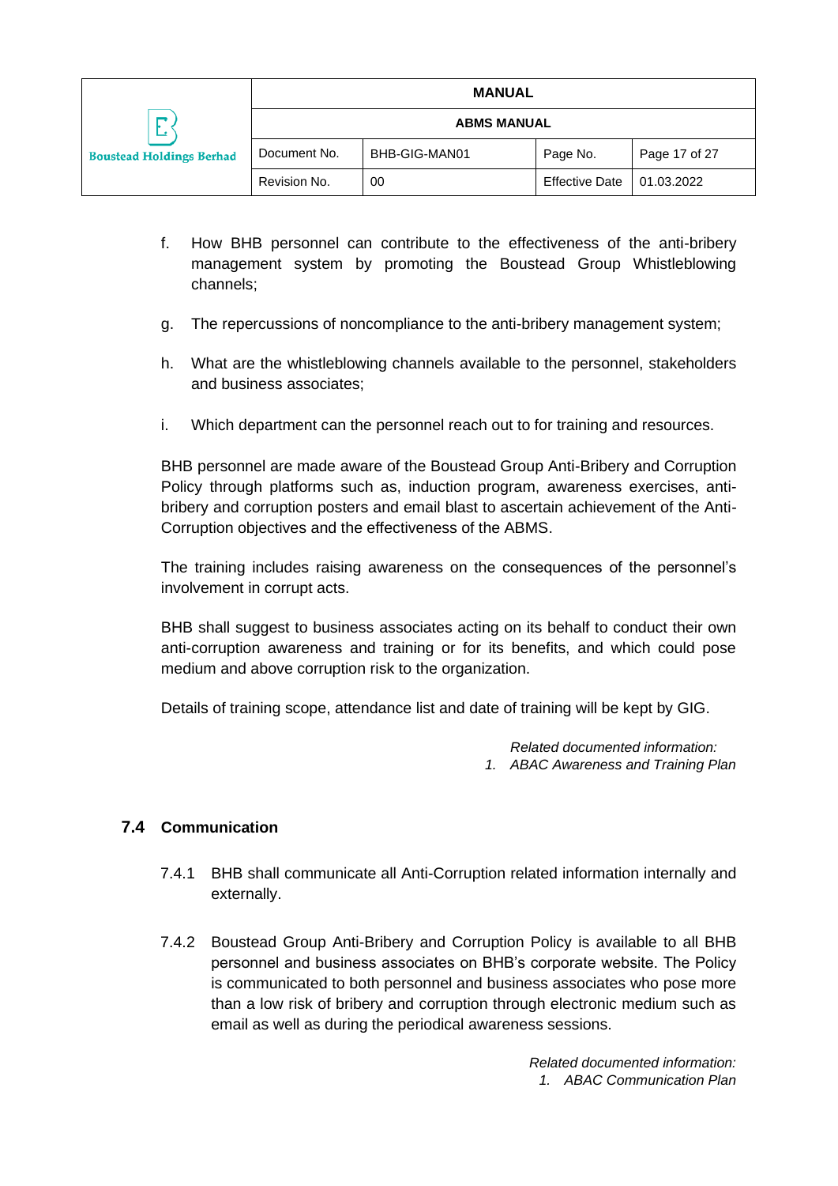f. How BHB personnel can contribute to the effectiveness of the anti-bribery management system by promoting the Boustead Group Whistleblowing channels;

g. The repercussions of noncompliance to the anti-bribery management system;

h. What are the whistleblowing channels available to the personnel, stakeholders and business associates;

i. Which department can the personnel reach out to for training and resources.

BHB personnel are made aware of the Boustead Group Anti-Bribery and Corruption Policy through platforms such as, induction program, awareness exercises, anti-bribery and corruption posters and email blast to ascertain achievement of the Anti-Corruption objectives and the effectiveness of the ABMS.

The training includes raising awareness on the consequences of the personnel's involvement in corrupt acts.

BHB shall suggest to business associates acting on its behalf to conduct their own anti-corruption awareness and training or for its benefits, and which could pose medium and above corruption risk to the organization.

Details of training scope, attendance list and date of training will be kept by GIG.

*Related documented information:*
1. *ABAC Awareness and Training Plan*

## 7.4 Communication

7.4.1 BHB shall communicate all Anti-Corruption related information internally and externally.

7.4.2 Boustead Group Anti-Bribery and Corruption Policy is available to all BHB personnel and business associates on BHB's corporate website. The Policy is communicated to both personnel and business associates who pose more than a low risk of bribery and corruption through electronic medium such as email as well as during the periodical awareness sessions.

*Related documented information:*
1. *ABAC Communication Plan*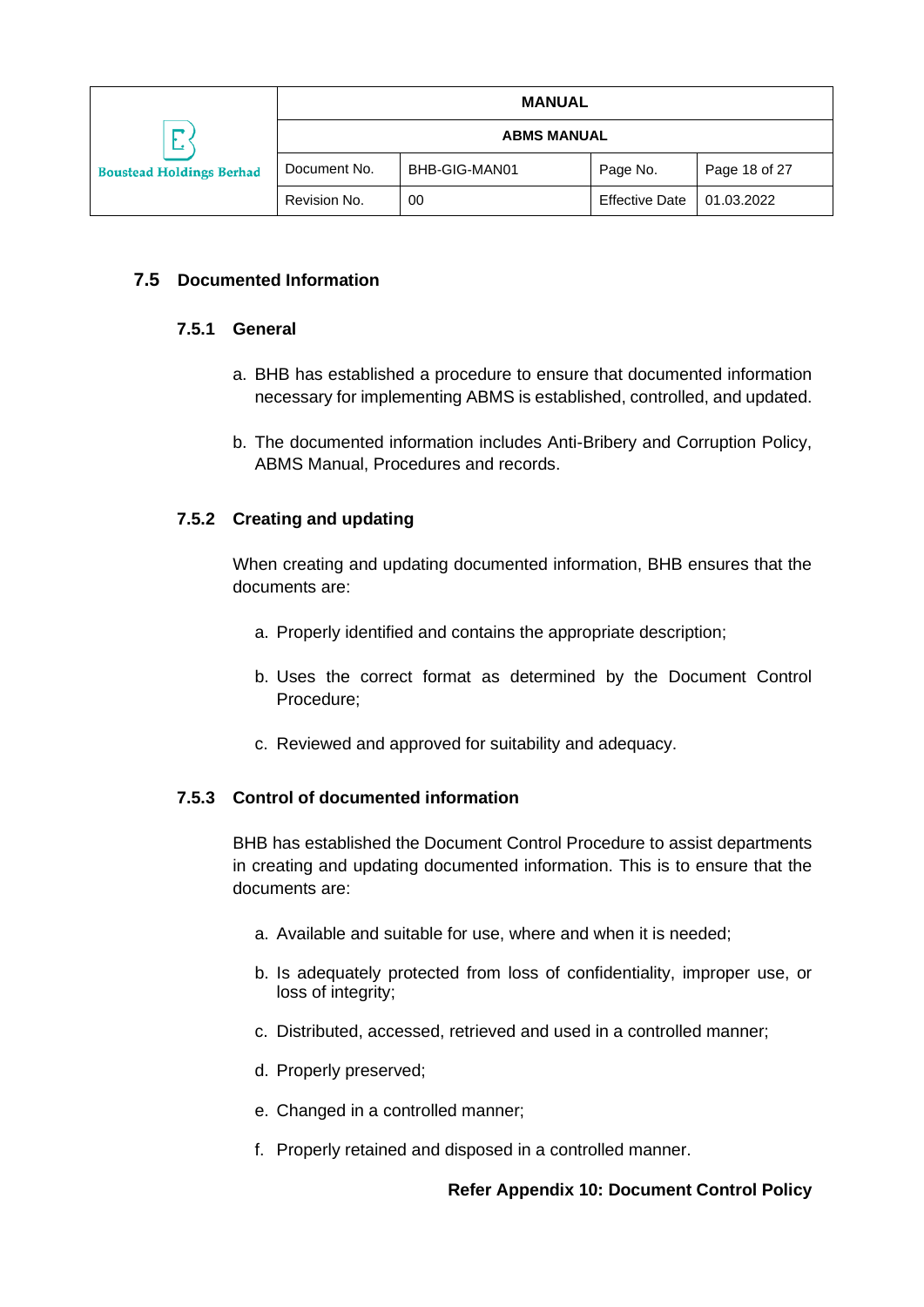## 7.5 Documented Information

### 7.5.1 General

a. BHB has established a procedure to ensure that documented information necessary for implementing ABMS is established, controlled, and updated.

b. The documented information includes Anti-Bribery and Corruption Policy, ABMS Manual, Procedures and records.

### 7.5.2 Creating and updating

When creating and updating documented information, BHB ensures that the documents are:

a. Properly identified and contains the appropriate description;

b. Uses the correct format as determined by the Document Control Procedure;

c. Reviewed and approved for suitability and adequacy.

### 7.5.3 Control of documented information

BHB has established the Document Control Procedure to assist departments in creating and updating documented information. This is to ensure that the documents are:

a. Available and suitable for use, where and when it is needed;

b. Is adequately protected from loss of confidentiality, improper use, or loss of integrity;

c. Distributed, accessed, retrieved and used in a controlled manner;

d. Properly preserved;

e. Changed in a controlled manner;

f. Properly retained and disposed in a controlled manner.

**Refer Appendix 10: Document Control Policy**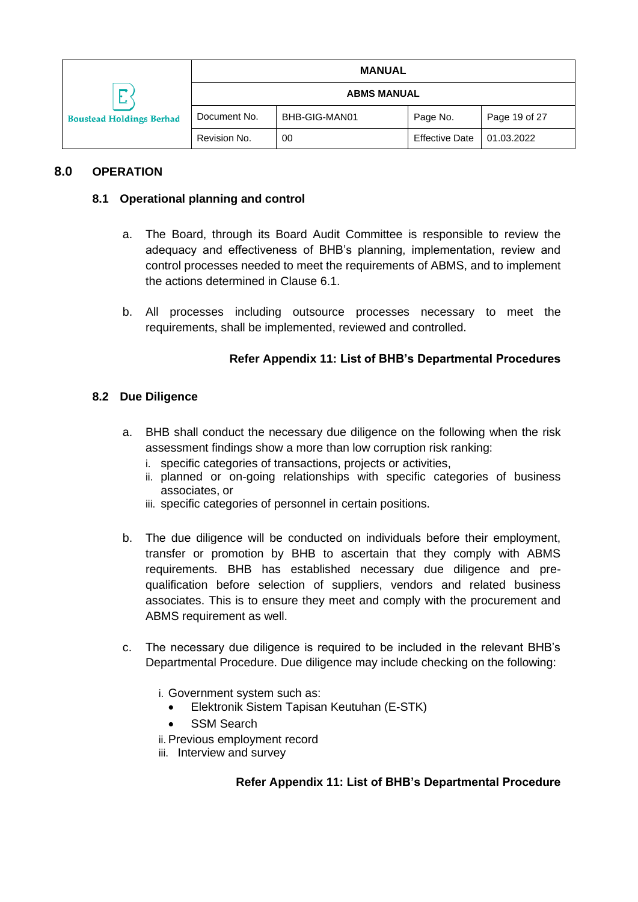## 8.0 OPERATION

### 8.1 Operational planning and control

a. The Board, through its Board Audit Committee is responsible to review the adequacy and effectiveness of BHB's planning, implementation, review and control processes needed to meet the requirements of ABMS, and to implement the actions determined in Clause 6.1.

b. All processes including outsource processes necessary to meet the requirements, shall be implemented, reviewed and controlled.

**Refer Appendix 11: List of BHB's Departmental Procedures**

### 8.2 Due Diligence

a. BHB shall conduct the necessary due diligence on the following when the risk assessment findings show a more than low corruption risk ranking:
   i. specific categories of transactions, projects or activities,
   ii. planned or on-going relationships with specific categories of business associates, or
   iii. specific categories of personnel in certain positions.

b. The due diligence will be conducted on individuals before their employment, transfer or promotion by BHB to ascertain that they comply with ABMS requirements. BHB has established necessary due diligence and pre-qualification before selection of suppliers, vendors and related business associates. This is to ensure they meet and comply with the procurement and ABMS requirement as well.

c. The necessary due diligence is required to be included in the relevant BHB's Departmental Procedure. Due diligence may include checking on the following:

   i. Government system such as:
      - Elektronik Sistem Tapisan Keutuhan (E-STK)
      - SSM Search
   
   ii. Previous employment record
   
   iii. Interview and survey

**Refer Appendix 11: List of BHB's Departmental Procedure**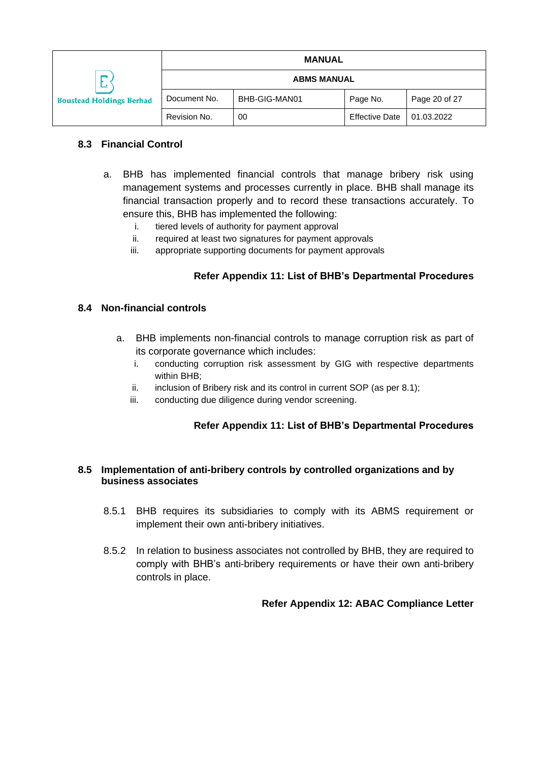### 8.3 Financial Control

a. BHB has implemented financial controls that manage bribery risk using management systems and processes currently in place. BHB shall manage its financial transaction properly and to record these transactions accurately. To ensure this, BHB has implemented the following:

   i. tiered levels of authority for payment approval
   ii. required at least two signatures for payment approvals
   iii. appropriate supporting documents for payment approvals

**Refer Appendix 11: List of BHB's Departmental Procedures**

### 8.4 Non-financial controls

a. BHB implements non-financial controls to manage corruption risk as part of its corporate governance which includes:

   i. conducting corruption risk assessment by GIG with respective departments within BHB;
   ii. inclusion of Bribery risk and its control in current SOP (as per 8.1);
   iii. conducting due diligence during vendor screening.

**Refer Appendix 11: List of BHB's Departmental Procedures**

### 8.5 Implementation of anti-bribery controls by controlled organizations and by business associates

8.5.1 BHB requires its subsidiaries to comply with its ABMS requirement or implement their own anti-bribery initiatives.

8.5.2 In relation to business associates not controlled by BHB, they are required to comply with BHB's anti-bribery requirements or have their own anti-bribery controls in place.

**Refer Appendix 12: ABAC Compliance Letter**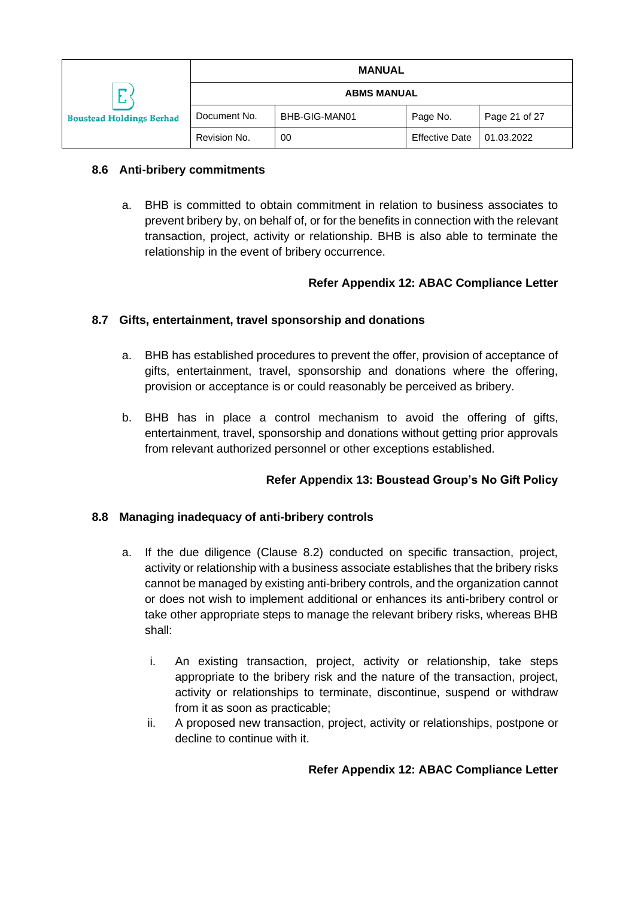### 8.6 Anti-bribery commitments

a. BHB is committed to obtain commitment in relation to business associates to prevent bribery by, on behalf of, or for the benefits in connection with the relevant transaction, project, activity or relationship. BHB is also able to terminate the relationship in the event of bribery occurrence.

**Refer Appendix 12: ABAC Compliance Letter**

### 8.7 Gifts, entertainment, travel sponsorship and donations

a. BHB has established procedures to prevent the offer, provision of acceptance of gifts, entertainment, travel, sponsorship and donations where the offering, provision or acceptance is or could reasonably be perceived as bribery.

b. BHB has in place a control mechanism to avoid the offering of gifts, entertainment, travel, sponsorship and donations without getting prior approvals from relevant authorized personnel or other exceptions established.

**Refer Appendix 13: Boustead Group's No Gift Policy**

### 8.8 Managing inadequacy of anti-bribery controls

a. If the due diligence (Clause 8.2) conducted on specific transaction, project, activity or relationship with a business associate establishes that the bribery risks cannot be managed by existing anti-bribery controls, and the organization cannot or does not wish to implement additional or enhances its anti-bribery control or take other appropriate steps to manage the relevant bribery risks, whereas BHB shall:

   i. An existing transaction, project, activity or relationship, take steps appropriate to the bribery risk and the nature of the transaction, project, activity or relationships to terminate, discontinue, suspend or withdraw from it as soon as practicable;
   ii. A proposed new transaction, project, activity or relationships, postpone or decline to continue with it.

**Refer Appendix 12: ABAC Compliance Letter**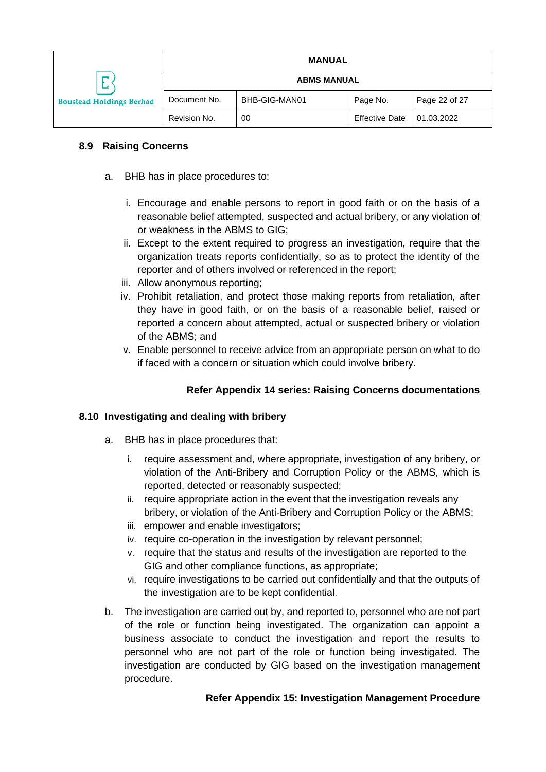### 8.9 Raising Concerns

a. BHB has in place procedures to:

   i. Encourage and enable persons to report in good faith or on the basis of a reasonable belief attempted, suspected and actual bribery, or any violation of or weakness in the ABMS to GIG;
   ii. Except to the extent required to progress an investigation, require that the organization treats reports confidentially, so as to protect the identity of the reporter and of others involved or referenced in the report;
   iii. Allow anonymous reporting;
   iv. Prohibit retaliation, and protect those making reports from retaliation, after they have in good faith, or on the basis of a reasonable belief, raised or reported a concern about attempted, actual or suspected bribery or violation of the ABMS; and
   v. Enable personnel to receive advice from an appropriate person on what to do if faced with a concern or situation which could involve bribery.

**Refer Appendix 14 series: Raising Concerns documentations**

### 8.10 Investigating and dealing with bribery

a. BHB has in place procedures that:

   i. require assessment and, where appropriate, investigation of any bribery, or violation of the Anti-Bribery and Corruption Policy or the ABMS, which is reported, detected or reasonably suspected;
   ii. require appropriate action in the event that the investigation reveals any bribery, or violation of the Anti-Bribery and Corruption Policy or the ABMS;
   iii. empower and enable investigators;
   iv. require co-operation in the investigation by relevant personnel;
   v. require that the status and results of the investigation are reported to the GIG and other compliance functions, as appropriate;
   vi. require investigations to be carried out confidentially and that the outputs of the investigation are to be kept confidential.

b. The investigation are carried out by, and reported to, personnel who are not part of the role or function being investigated. The organization can appoint a business associate to conduct the investigation and report the results to personnel who are not part of the role or function being investigated. The investigation are conducted by GIG based on the investigation management procedure.

**Refer Appendix 15: Investigation Management Procedure**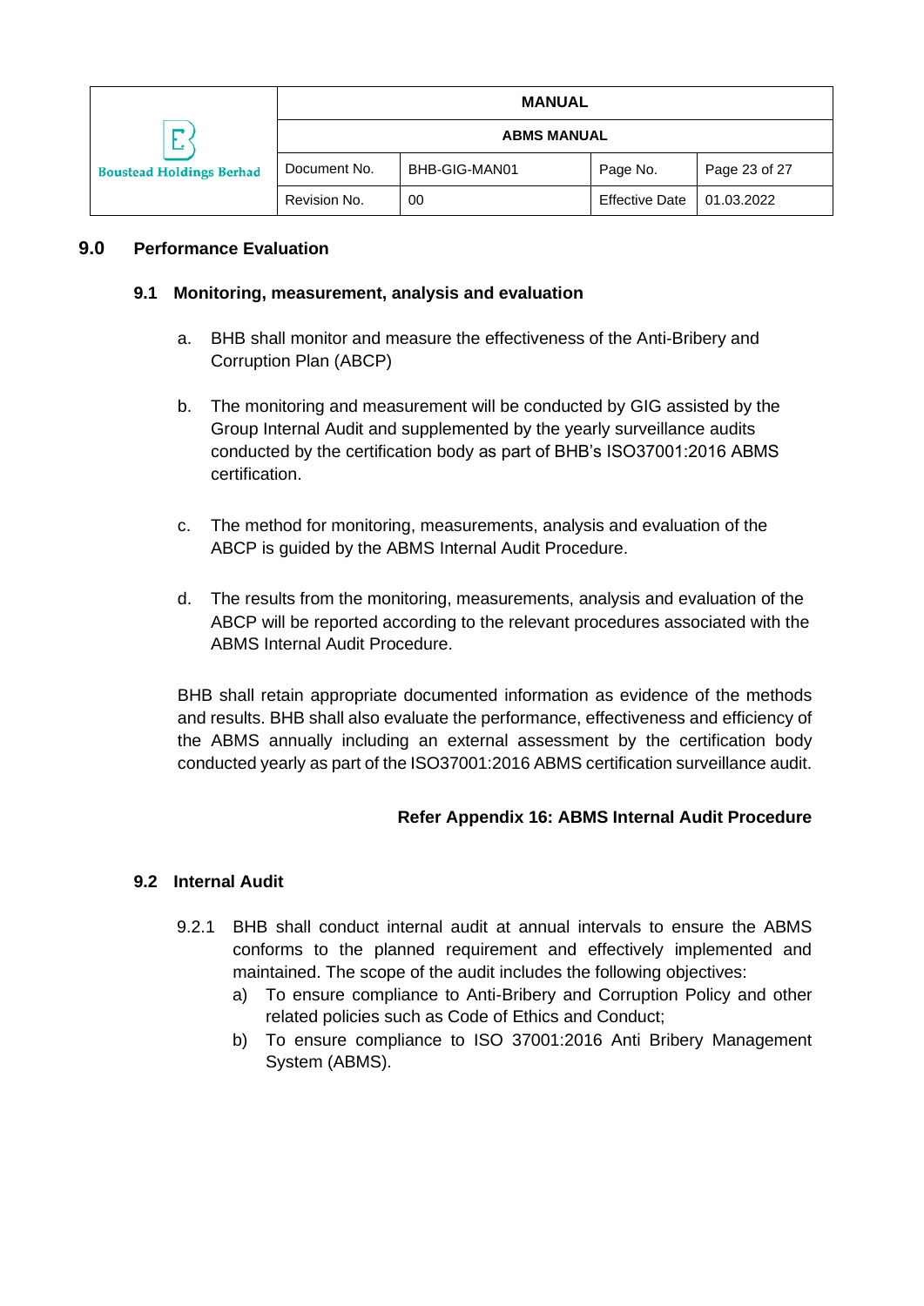## 9.0 Performance Evaluation

### 9.1 Monitoring, measurement, analysis and evaluation

a. BHB shall monitor and measure the effectiveness of the Anti-Bribery and Corruption Plan (ABCP)

b. The monitoring and measurement will be conducted by GIG assisted by the Group Internal Audit and supplemented by the yearly surveillance audits conducted by the certification body as part of BHB's ISO37001:2016 ABMS certification.

c. The method for monitoring, measurements, analysis and evaluation of the ABCP is guided by the ABMS Internal Audit Procedure.

d. The results from the monitoring, measurements, analysis and evaluation of the ABCP will be reported according to the relevant procedures associated with the ABMS Internal Audit Procedure.

BHB shall retain appropriate documented information as evidence of the methods and results. BHB shall also evaluate the performance, effectiveness and efficiency of the ABMS annually including an external assessment by the certification body conducted yearly as part of the ISO37001:2016 ABMS certification surveillance audit.

**Refer Appendix 16: ABMS Internal Audit Procedure**

### 9.2 Internal Audit

9.2.1 BHB shall conduct internal audit at annual intervals to ensure the ABMS conforms to the planned requirement and effectively implemented and maintained. The scope of the audit includes the following objectives:

a) To ensure compliance to Anti-Bribery and Corruption Policy and other related policies such as Code of Ethics and Conduct;

b) To ensure compliance to ISO 37001:2016 Anti Bribery Management System (ABMS).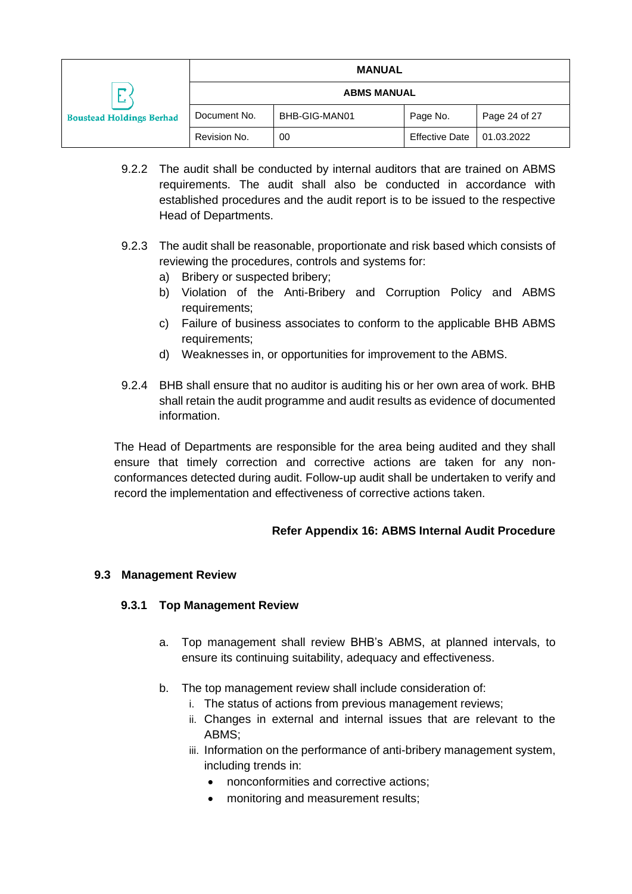9.2.2 The audit shall be conducted by internal auditors that are trained on ABMS requirements. The audit shall also be conducted in accordance with established procedures and the audit report is to be issued to the respective Head of Departments.

9.2.3 The audit shall be reasonable, proportionate and risk based which consists of reviewing the procedures, controls and systems for:

a) Bribery or suspected bribery;
b) Violation of the Anti-Bribery and Corruption Policy and ABMS requirements;
c) Failure of business associates to conform to the applicable BHB ABMS requirements;
d) Weaknesses in, or opportunities for improvement to the ABMS.

9.2.4 BHB shall ensure that no auditor is auditing his or her own area of work. BHB shall retain the audit programme and audit results as evidence of documented information.

The Head of Departments are responsible for the area being audited and they shall ensure that timely correction and corrective actions are taken for any non-conformances detected during audit. Follow-up audit shall be undertaken to verify and record the implementation and effectiveness of corrective actions taken.

**Refer Appendix 16: ABMS Internal Audit Procedure**

## 9.3 Management Review

### 9.3.1 Top Management Review

a. Top management shall review BHB's ABMS, at planned intervals, to ensure its continuing suitability, adequacy and effectiveness.

b. The top management review shall include consideration of:
   i. The status of actions from previous management reviews;
   ii. Changes in external and internal issues that are relevant to the ABMS;
   iii. Information on the performance of anti-bribery management system, including trends in:
      - nonconformities and corrective actions;
      - monitoring and measurement results;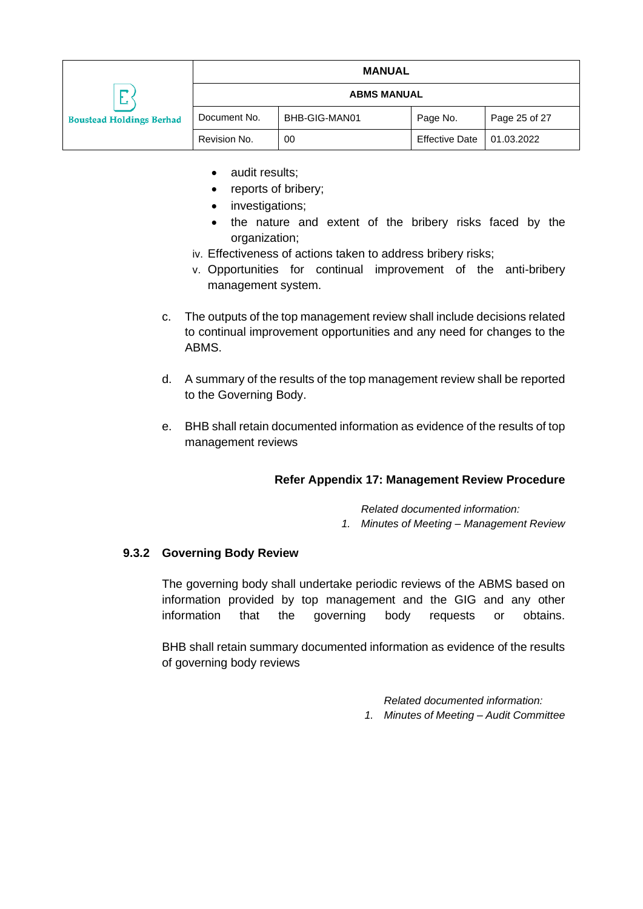- audit results;
- reports of bribery;
- investigations;
- the nature and extent of the bribery risks faced by the organization;

iv. Effectiveness of actions taken to address bribery risks;

v. Opportunities for continual improvement of the anti-bribery management system.

c. The outputs of the top management review shall include decisions related to continual improvement opportunities and any need for changes to the ABMS.

d. A summary of the results of the top management review shall be reported to the Governing Body.

e. BHB shall retain documented information as evidence of the results of top management reviews

**Refer Appendix 17: Management Review Procedure**

*Related documented information:*

1. *Minutes of Meeting – Management Review*

### 9.3.2 Governing Body Review

The governing body shall undertake periodic reviews of the ABMS based on information provided by top management and the GIG and any other information that the governing body requests or obtains.

BHB shall retain summary documented information as evidence of the results of governing body reviews

*Related documented information:*

1. *Minutes of Meeting – Audit Committee*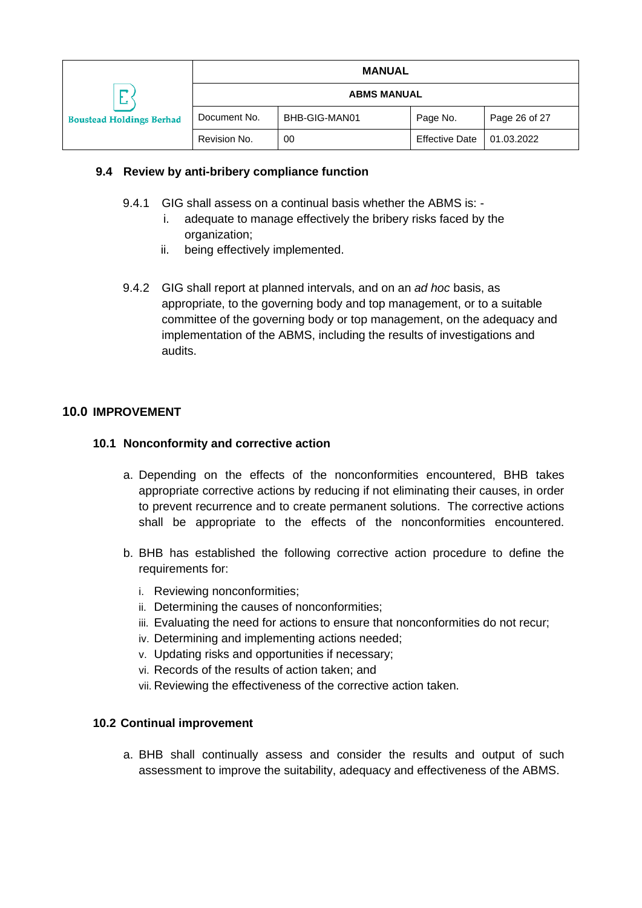### 9.4 Review by anti-bribery compliance function

9.4.1 GIG shall assess on a continual basis whether the ABMS is: -

i. adequate to manage effectively the bribery risks faced by the organization;
ii. being effectively implemented.

9.4.2 GIG shall report at planned intervals, and on an *ad hoc* basis, as appropriate, to the governing body and top management, or to a suitable committee of the governing body or top management, on the adequacy and implementation of the ABMS, including the results of investigations and audits.

## 10.0 IMPROVEMENT

### 10.1 Nonconformity and corrective action

a. Depending on the effects of the nonconformities encountered, BHB takes appropriate corrective actions by reducing if not eliminating their causes, in order to prevent recurrence and to create permanent solutions. The corrective actions shall be appropriate to the effects of the nonconformities encountered.

b. BHB has established the following corrective action procedure to define the requirements for:

i. Reviewing nonconformities;
ii. Determining the causes of nonconformities;
iii. Evaluating the need for actions to ensure that nonconformities do not recur;
iv. Determining and implementing actions needed;
v. Updating risks and opportunities if necessary;
vi. Records of the results of action taken; and
vii. Reviewing the effectiveness of the corrective action taken.

### 10.2 Continual improvement

a. BHB shall continually assess and consider the results and output of such assessment to improve the suitability, adequacy and effectiveness of the ABMS.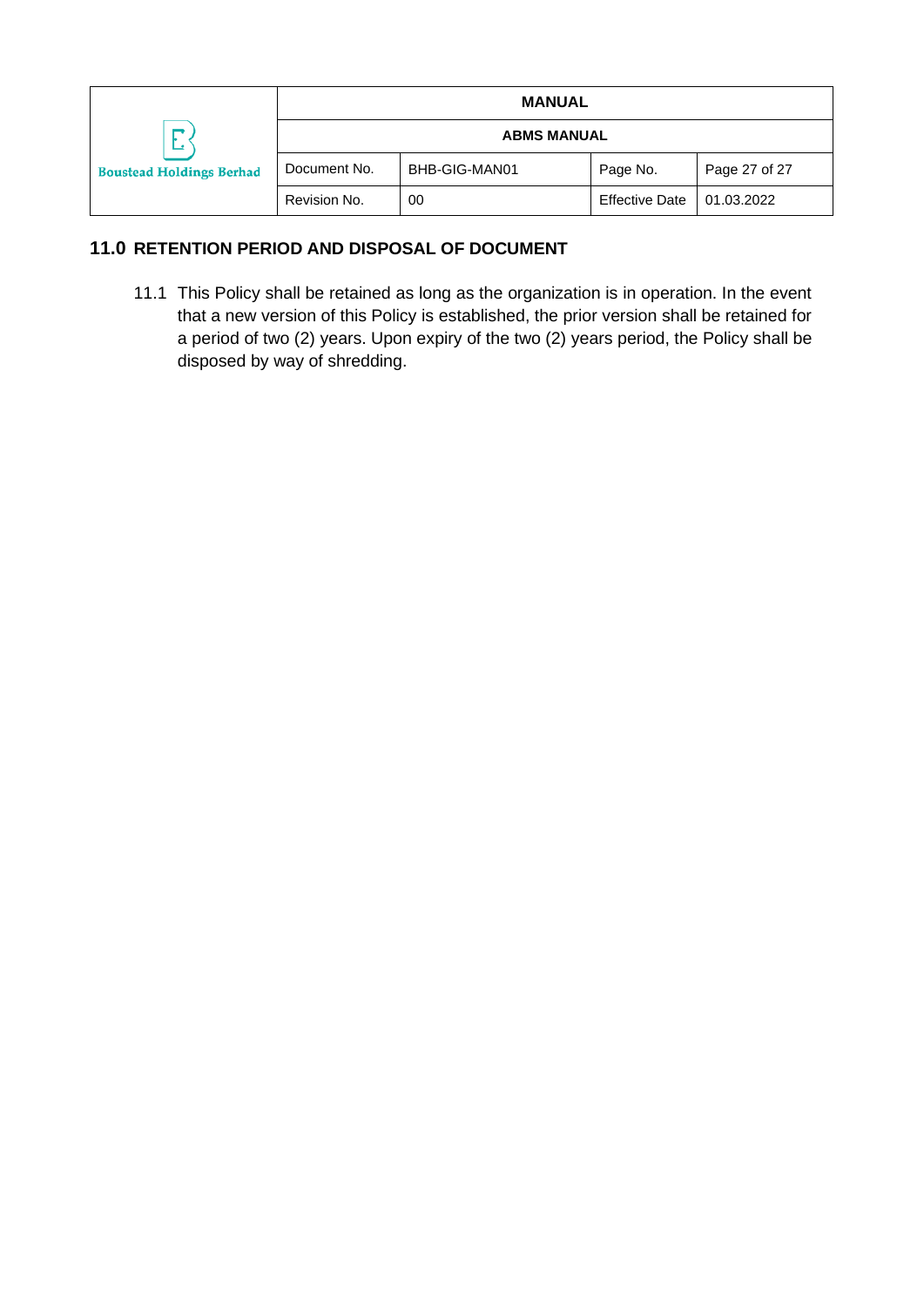## 11.0 RETENTION PERIOD AND DISPOSAL OF DOCUMENT

11.1 This Policy shall be retained as long as the organization is in operation. In the event that a new version of this Policy is established, the prior version shall be retained for a period of two (2) years. Upon expiry of the two (2) years period, the Policy shall be disposed by way of shredding.